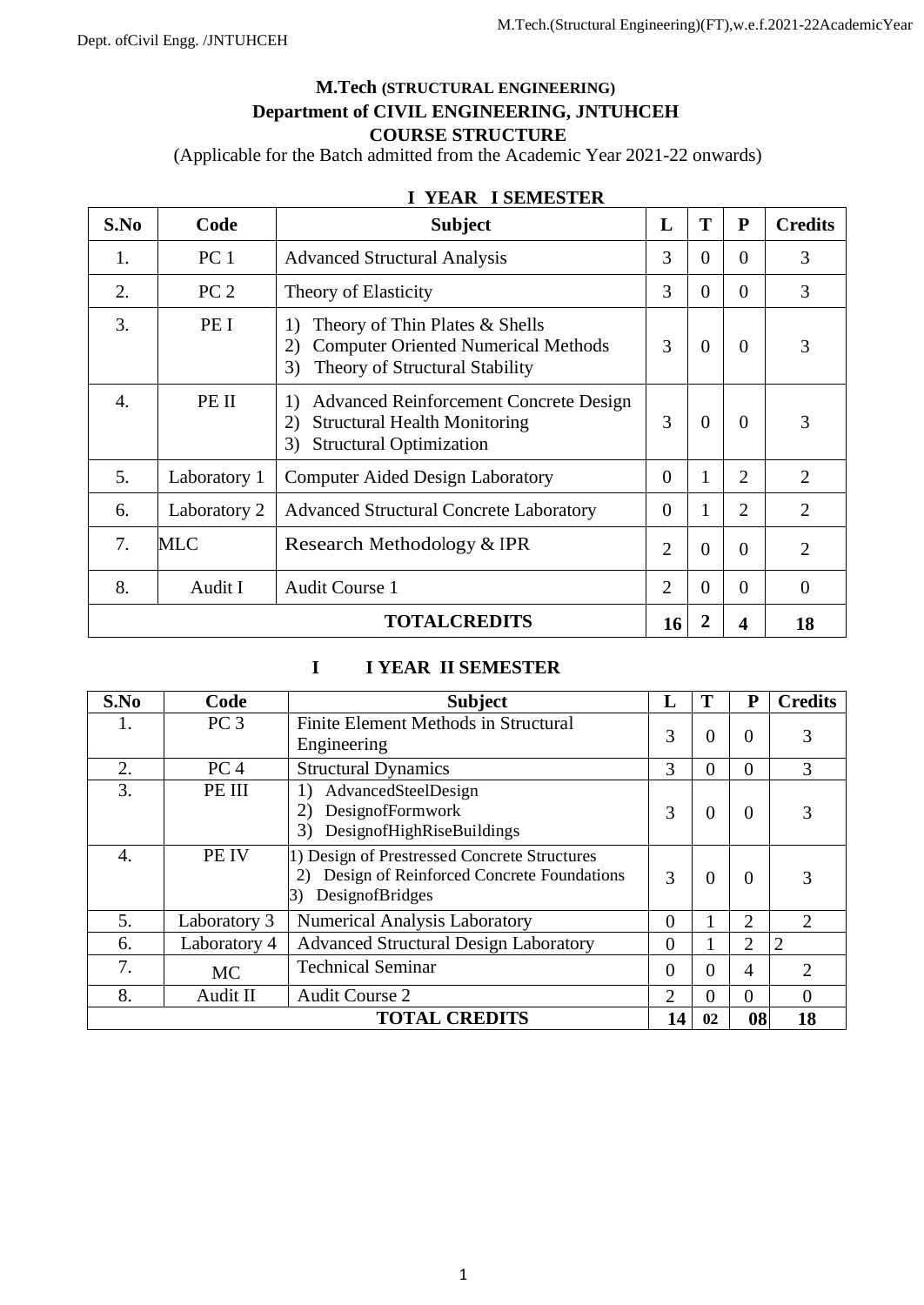# M.Tech (STRUCTURAL ENGINEERING)

## Department of CIVIL ENGINEERING, JNTUHCEH

## COURSE STRUCTURE

(Applicable for the Batch admitted from the Academic Year 2021-22 onwards)

### I YEAR I SEMESTER

| S.No | Code | Subject | L | T | P | Credits |
|---|---|---|---|---|---|---|
| 1. | PC 1 | Advanced Structural Analysis | 3 | 0 | 0 | 3 |
| 2. | PC 2 | Theory of Elasticity | 3 | 0 | 0 | 3 |
| 3. | PE I | 1) Theory of Thin Plates & Shells<br>2) Computer Oriented Numerical Methods<br>3) Theory of Structural Stability | 3 | 0 | 0 | 3 |
| 4. | PE II | 1) Advanced Reinforcement Concrete Design<br>2) Structural Health Monitoring<br>3) Structural Optimization | 3 | 0 | 0 | 3 |
| 5. | Laboratory 1 | Computer Aided Design Laboratory | 0 | 1 | 2 | 2 |
| 6. | Laboratory 2 | Advanced Structural Concrete Laboratory | 0 | 1 | 2 | 2 |
| 7. | MLC | Research Methodology & IPR | 2 | 0 | 0 | 2 |
| 8. | Audit I | Audit Course 1 | 2 | 0 | 0 | 0 |
| **TOTALCREDITS** | | | **16** | **2** | **4** | **18** |

### I I YEAR II SEMESTER

| S.No | Code | Subject | L | T | P | Credits |
|---|---|---|---|---|---|---|
| 1. | PC 3 | Finite Element Methods in Structural Engineering | 3 | 0 | 0 | 3 |
| 2. | PC 4 | Structural Dynamics | 3 | 0 | 0 | 3 |
| 3. | PE III | 1) AdvancedSteelDesign<br>2) DesignofFormwork<br>3) DesignofHighRiseBuildings | 3 | 0 | 0 | 3 |
| 4. | PE IV | 1) Design of Prestressed Concrete Structures<br>2) Design of Reinforced Concrete Foundations<br>3) DesignofBridges | 3 | 0 | 0 | 3 |
| 5. | Laboratory 3 | Numerical Analysis Laboratory | 0 | 1 | 2 | 2 |
| 6. | Laboratory 4 | Advanced Structural Design Laboratory | 0 | 1 | 2 | 2 |
| 7. | MC | Technical Seminar | 0 | 0 | 4 | 2 |
| 8. | Audit II | Audit Course 2 | 2 | 0 | 0 | 0 |
| **TOTAL CREDITS** | | | **14** | **02** | **08** | **18** |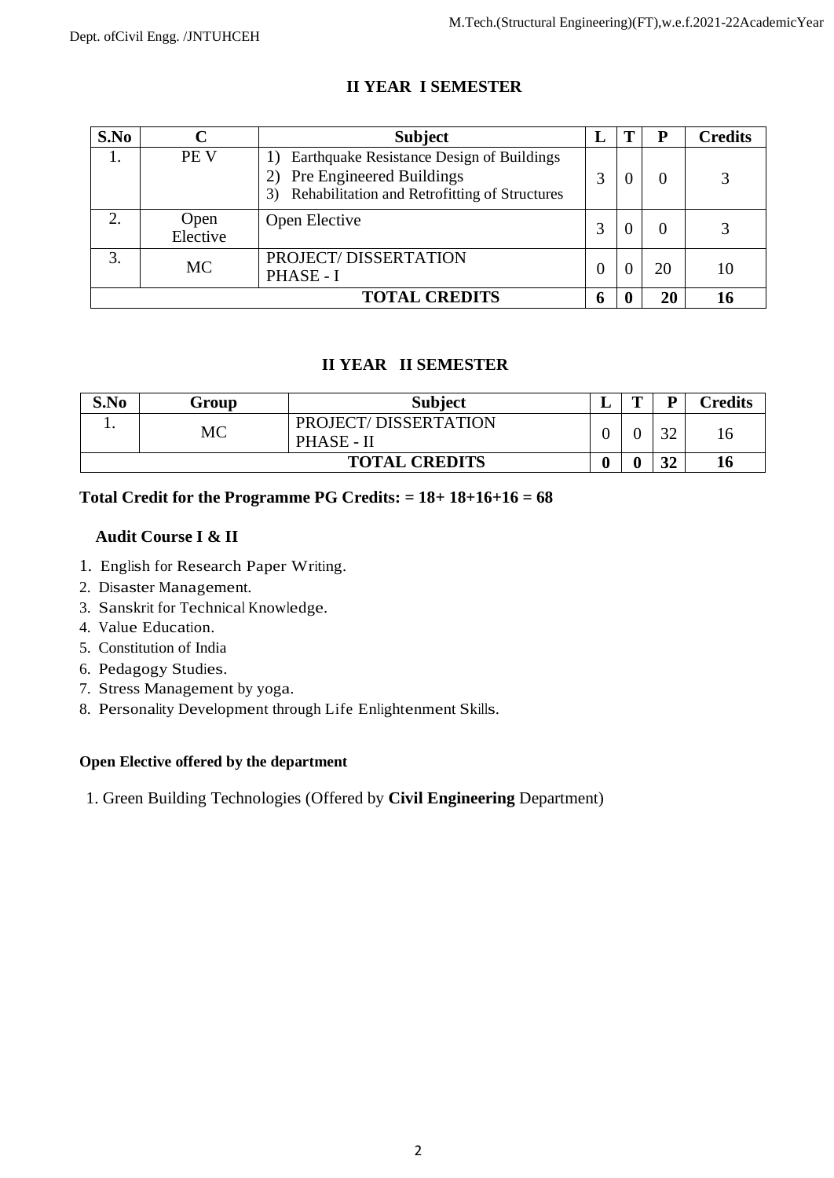## II YEAR I SEMESTER

| S.No | C | Subject | L | T | P | Credits |
|---|---|---|---|---|---|---|
| 1. | PE V | 1) Earthquake Resistance Design of Buildings<br>2) Pre Engineered Buildings<br>3) Rehabilitation and Retrofitting of Structures | 3 | 0 | 0 | 3 |
| 2. | Open Elective | Open Elective | 3 | 0 | 0 | 3 |
| 3. | MC | PROJECT/ DISSERTATION PHASE - I | 0 | 0 | 20 | 10 |
| | | **TOTAL CREDITS** | **6** | **0** | **20** | **16** |

## II YEAR II SEMESTER

| S.No | Group | Subject | L | T | P | Credits |
|---|---|---|---|---|---|---|
| 1. | MC | PROJECT/ DISSERTATION PHASE - II | 0 | 0 | 32 | 16 |
| | | **TOTAL CREDITS** | **0** | **0** | **32** | **16** |

**Total Credit for the Programme PG Credits: = 18+ 18+16+16 = 68**

### Audit Course I & II

1. English for Research Paper Writing.
2. Disaster Management.
3. Sanskrit for Technical Knowledge.
4. Value Education.
5. Constitution of India
6. Pedagogy Studies.
7. Stress Management by yoga.
8. Personality Development through Life Enlightenment Skills.

**Open Elective offered by the department**

1. Green Building Technologies (Offered by **Civil Engineering** Department)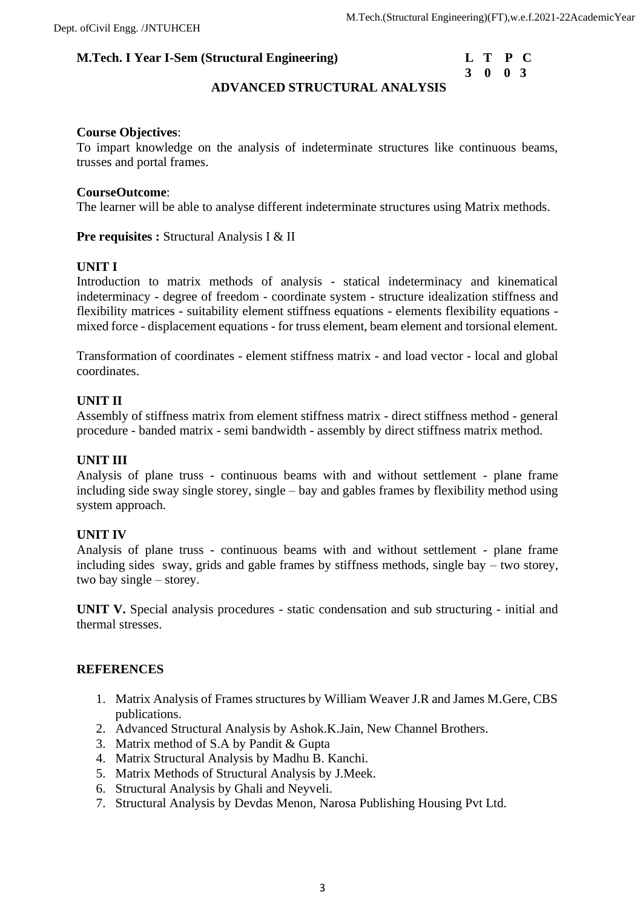**M.Tech. I Year I-Sem (Structural Engineering)**

| L | T | P | C |
|---|---|---|---|
| 3 | 0 | 0 | 3 |

## ADVANCED STRUCTURAL ANALYSIS

**Course Objectives**:
To impart knowledge on the analysis of indeterminate structures like continuous beams, trusses and portal frames.

**CourseOutcome**:
The learner will be able to analyse different indeterminate structures using Matrix methods.

**Pre requisites :** Structural Analysis I & II

**UNIT I**
Introduction to matrix methods of analysis - statical indeterminacy and kinematical indeterminacy - degree of freedom - coordinate system - structure idealization stiffness and flexibility matrices - suitability element stiffness equations - elements flexibility equations - mixed force - displacement equations - for truss element, beam element and torsional element.

Transformation of coordinates - element stiffness matrix - and load vector - local and global coordinates.

**UNIT II**
Assembly of stiffness matrix from element stiffness matrix - direct stiffness method - general procedure - banded matrix - semi bandwidth - assembly by direct stiffness matrix method.

**UNIT III**
Analysis of plane truss - continuous beams with and without settlement - plane frame including side sway single storey, single – bay and gables frames by flexibility method using system approach.

**UNIT IV**
Analysis of plane truss - continuous beams with and without settlement - plane frame including sides sway, grids and gable frames by stiffness methods, single bay – two storey, two bay single – storey.

**UNIT V.** Special analysis procedures - static condensation and sub structuring - initial and thermal stresses.

**REFERENCES**

1. Matrix Analysis of Frames structures by William Weaver J.R and James M.Gere, CBS publications.
2. Advanced Structural Analysis by Ashok.K.Jain, New Channel Brothers.
3. Matrix method of S.A by Pandit & Gupta
4. Matrix Structural Analysis by Madhu B. Kanchi.
5. Matrix Methods of Structural Analysis by J.Meek.
6. Structural Analysis by Ghali and Neyveli.
7. Structural Analysis by Devdas Menon, Narosa Publishing Housing Pvt Ltd.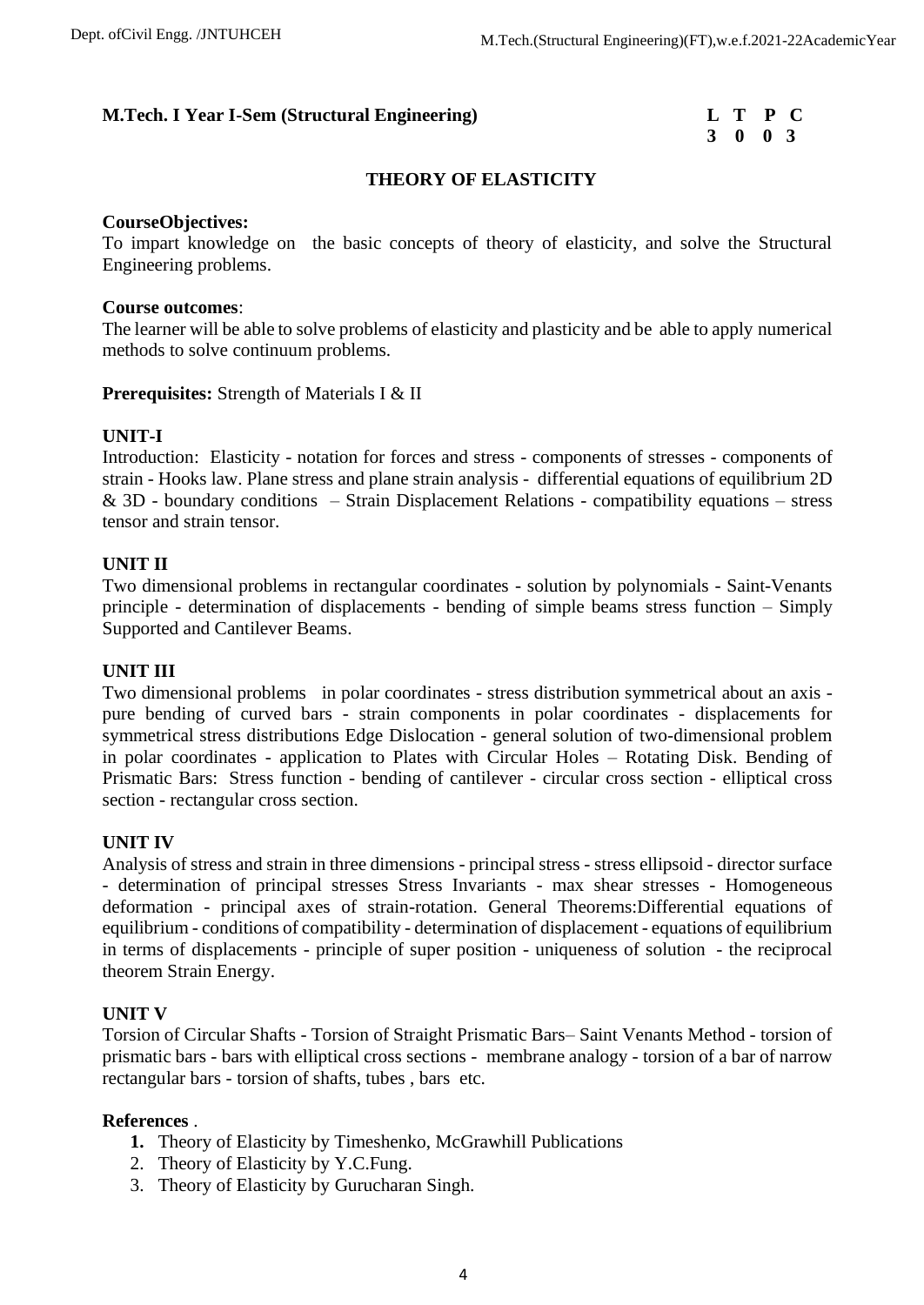**M.Tech. I Year I-Sem (Structural Engineering)**

| L | T | P | C |
|---|---|---|---|
| 3 | 0 | 0 | 3 |

## THEORY OF ELASTICITY

**CourseObjectives:**
To impart knowledge on the basic concepts of theory of elasticity, and solve the Structural Engineering problems.

**Course outcomes**:
The learner will be able to solve problems of elasticity and plasticity and be able to apply numerical methods to solve continuum problems.

**Prerequisites:** Strength of Materials I & II

**UNIT-I**
Introduction: Elasticity - notation for forces and stress - components of stresses - components of strain - Hooks law. Plane stress and plane strain analysis - differential equations of equilibrium 2D & 3D - boundary conditions – Strain Displacement Relations - compatibility equations – stress tensor and strain tensor.

**UNIT II**
Two dimensional problems in rectangular coordinates - solution by polynomials - Saint-Venants principle - determination of displacements - bending of simple beams stress function – Simply Supported and Cantilever Beams.

**UNIT III**
Two dimensional problems in polar coordinates - stress distribution symmetrical about an axis - pure bending of curved bars - strain components in polar coordinates - displacements for symmetrical stress distributions Edge Dislocation - general solution of two-dimensional problem in polar coordinates - application to Plates with Circular Holes – Rotating Disk. Bending of Prismatic Bars: Stress function - bending of cantilever - circular cross section - elliptical cross section - rectangular cross section.

**UNIT IV**
Analysis of stress and strain in three dimensions - principal stress - stress ellipsoid - director surface - determination of principal stresses Stress Invariants - max shear stresses - Homogeneous deformation - principal axes of strain-rotation. General Theorems:Differential equations of equilibrium - conditions of compatibility - determination of displacement - equations of equilibrium in terms of displacements - principle of super position - uniqueness of solution - the reciprocal theorem Strain Energy.

**UNIT V**
Torsion of Circular Shafts - Torsion of Straight Prismatic Bars– Saint Venants Method - torsion of prismatic bars - bars with elliptical cross sections - membrane analogy - torsion of a bar of narrow rectangular bars - torsion of shafts, tubes , bars etc.

**References** .

1. Theory of Elasticity by Timeshenko, McGrawhill Publications
2. Theory of Elasticity by Y.C.Fung.
3. Theory of Elasticity by Gurucharan Singh.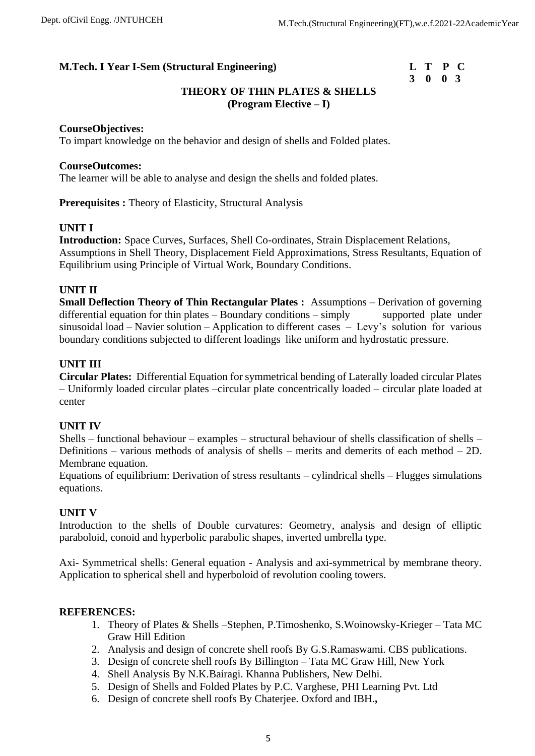**M.Tech. I Year I-Sem (Structural Engineering)**

| L | T | P | C |
|---|---|---|---|
| 3 | 0 | 0 | 3 |

## THEORY OF THIN PLATES & SHELLS
### (Program Elective – I)

**CourseObjectives:**
To impart knowledge on the behavior and design of shells and Folded plates.

**CourseOutcomes:**
The learner will be able to analyse and design the shells and folded plates.

**Prerequisites :** Theory of Elasticity, Structural Analysis

**UNIT I**

**Introduction:** Space Curves, Surfaces, Shell Co-ordinates, Strain Displacement Relations, Assumptions in Shell Theory, Displacement Field Approximations, Stress Resultants, Equation of Equilibrium using Principle of Virtual Work, Boundary Conditions.

**UNIT II**

**Small Deflection Theory of Thin Rectangular Plates :** Assumptions – Derivation of governing differential equation for thin plates – Boundary conditions – simply supported plate under sinusoidal load – Navier solution – Application to different cases – Levy's solution for various boundary conditions subjected to different loadings like uniform and hydrostatic pressure.

**UNIT III**

**Circular Plates:** Differential Equation for symmetrical bending of Laterally loaded circular Plates – Uniformly loaded circular plates –circular plate concentrically loaded – circular plate loaded at center

**UNIT IV**

Shells – functional behaviour – examples – structural behaviour of shells classification of shells – Definitions – various methods of analysis of shells – merits and demerits of each method – 2D. Membrane equation.

Equations of equilibrium: Derivation of stress resultants – cylindrical shells – Flugges simulations equations.

**UNIT V**

Introduction to the shells of Double curvatures: Geometry, analysis and design of elliptic paraboloid, conoid and hyperbolic parabolic shapes, inverted umbrella type.

Axi- Symmetrical shells: General equation - Analysis and axi-symmetrical by membrane theory. Application to spherical shell and hyperboloid of revolution cooling towers.

**REFERENCES:**

1. Theory of Plates & Shells –Stephen, P.Timoshenko, S.Woinowsky-Krieger – Tata MC Graw Hill Edition
2. Analysis and design of concrete shell roofs By G.S.Ramaswami. CBS publications.
3. Design of concrete shell roofs By Billington – Tata MC Graw Hill, New York
4. Shell Analysis By N.K.Bairagi. Khanna Publishers, New Delhi.
5. Design of Shells and Folded Plates by P.C. Varghese, PHI Learning Pvt. Ltd
6. Design of concrete shell roofs By Chaterjee. Oxford and IBH.**,**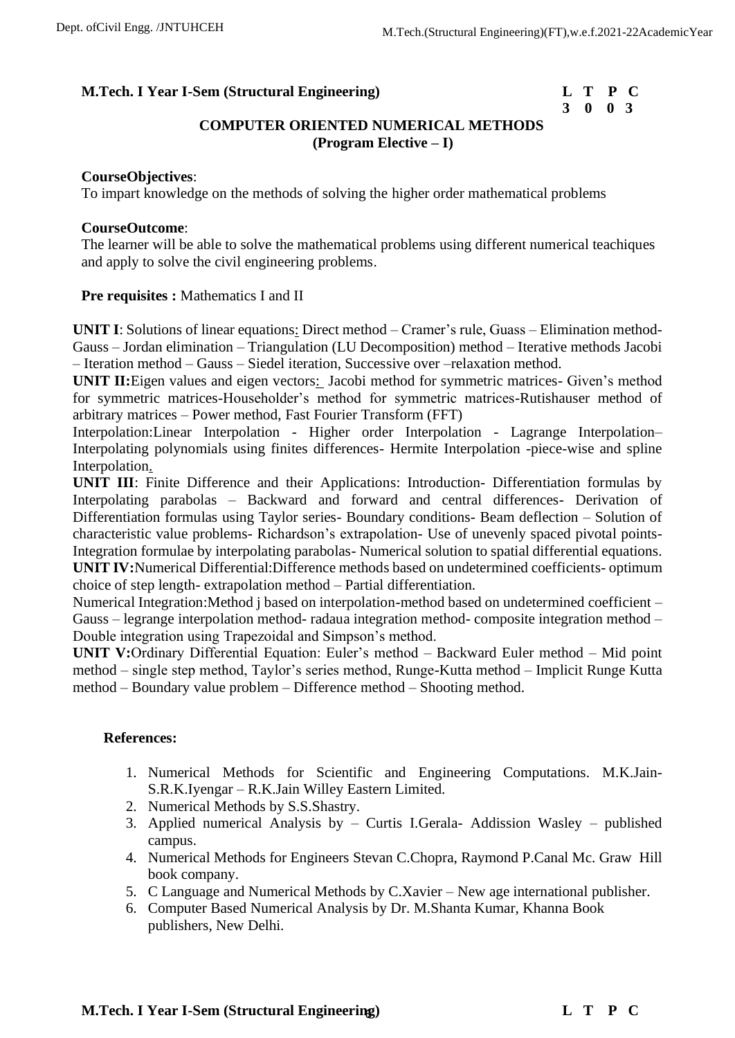**M.Tech. I Year I-Sem (Structural Engineering)**

| L | T | P | C |
|---|---|---|---|
| 3 | 0 | 0 | 3 |

## COMPUTER ORIENTED NUMERICAL METHODS
### (Program Elective – I)

**CourseObjectives**:
To impart knowledge on the methods of solving the higher order mathematical problems

**CourseOutcome**:
The learner will be able to solve the mathematical problems using different numerical teachiques and apply to solve the civil engineering problems.

**Pre requisites :** Mathematics I and II

**UNIT I**: Solutions of linear equations: Direct method – Cramer's rule, Guass – Elimination method-Gauss – Jordan elimination – Triangulation (LU Decomposition) method – Iterative methods Jacobi – Iteration method – Gauss – Siedel iteration, Successive over –relaxation method.

**UNIT II:**Eigen values and eigen vectors: Jacobi method for symmetric matrices- Given's method for symmetric matrices-Householder's method for symmetric matrices-Rutishauser method of arbitrary matrices – Power method, Fast Fourier Transform (FFT)

Interpolation:Linear Interpolation - Higher order Interpolation - Lagrange Interpolation–Interpolating polynomials using finites differences- Hermite Interpolation -piece-wise and spline Interpolation.

**UNIT III**: Finite Difference and their Applications: Introduction- Differentiation formulas by Interpolating parabolas – Backward and forward and central differences- Derivation of Differentiation formulas using Taylor series- Boundary conditions- Beam deflection – Solution of characteristic value problems- Richardson's extrapolation- Use of unevenly spaced pivotal points-Integration formulae by interpolating parabolas- Numerical solution to spatial differential equations.

**UNIT IV:**Numerical Differential:Difference methods based on undetermined coefficients- optimum choice of step length- extrapolation method – Partial differentiation.

Numerical Integration:Method j based on interpolation-method based on undetermined coefficient – Gauss – legrange interpolation method- radaua integration method- composite integration method – Double integration using Trapezoidal and Simpson's method.

**UNIT V:**Ordinary Differential Equation: Euler's method – Backward Euler method – Mid point method – single step method, Taylor's series method, Runge-Kutta method – Implicit Runge Kutta method – Boundary value problem – Difference method – Shooting method.

**References:**

1. Numerical Methods for Scientific and Engineering Computations. M.K.Jain-S.R.K.Iyengar – R.K.Jain Willey Eastern Limited.
2. Numerical Methods by S.S.Shastry.
3. Applied numerical Analysis by – Curtis I.Gerala- Addission Wasley – published campus.
4. Numerical Methods for Engineers Stevan C.Chopra, Raymond P.Canal Mc. Graw Hill book company.
5. C Language and Numerical Methods by C.Xavier – New age international publisher.
6. Computer Based Numerical Analysis by Dr. M.Shanta Kumar, Khanna Book publishers, New Delhi.

**M.Tech. I Year I-Sem (Structural Engineering)** **L T P C**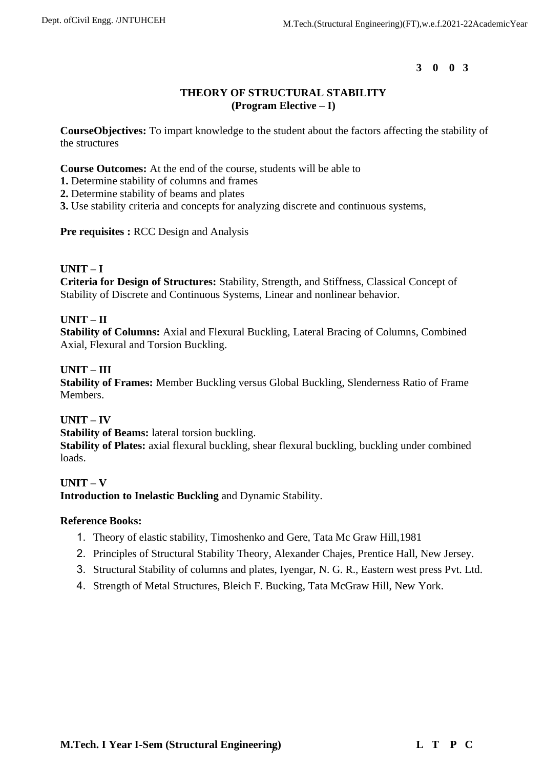**3 0 0 3**

## THEORY OF STRUCTURAL STABILITY
### (Program Elective – I)

**CourseObjectives:** To impart knowledge to the student about the factors affecting the stability of the structures

**Course Outcomes:** At the end of the course, students will be able to
**1.** Determine stability of columns and frames
**2.** Determine stability of beams and plates
**3.** Use stability criteria and concepts for analyzing discrete and continuous systems,

**Pre requisites :** RCC Design and Analysis

**UNIT – I**
**Criteria for Design of Structures:** Stability, Strength, and Stiffness, Classical Concept of Stability of Discrete and Continuous Systems, Linear and nonlinear behavior.

**UNIT – II**
**Stability of Columns:** Axial and Flexural Buckling, Lateral Bracing of Columns, Combined Axial, Flexural and Torsion Buckling.

**UNIT – III**
**Stability of Frames:** Member Buckling versus Global Buckling, Slenderness Ratio of Frame Members.

**UNIT – IV**
**Stability of Beams:** lateral torsion buckling.
**Stability of Plates:** axial flexural buckling, shear flexural buckling, buckling under combined loads.

**UNIT – V**
**Introduction to Inelastic Buckling** and Dynamic Stability.

**Reference Books:**

1. Theory of elastic stability, Timoshenko and Gere, Tata Mc Graw Hill,1981
2. Principles of Structural Stability Theory, Alexander Chajes, Prentice Hall, New Jersey.
3. Structural Stability of columns and plates, Iyengar, N. G. R., Eastern west press Pvt. Ltd.
4. Strength of Metal Structures, Bleich F. Bucking, Tata McGraw Hill, New York.

**M.Tech. I Year I-Sem (Structural Engineering)** **L T P C**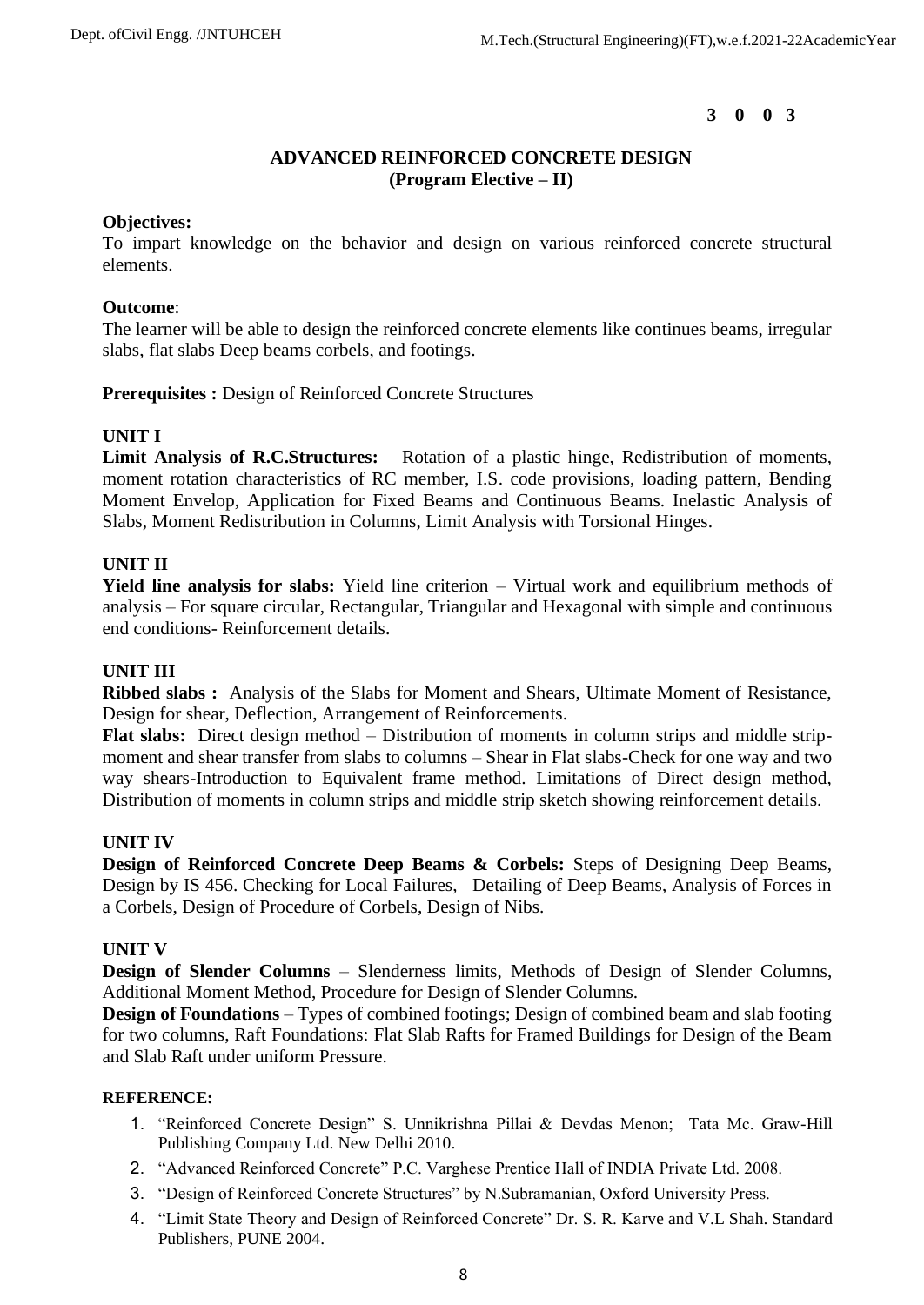**3 0 0 3**

## ADVANCED REINFORCED CONCRETE DESIGN
### (Program Elective – II)

**Objectives:**
To impart knowledge on the behavior and design on various reinforced concrete structural elements.

**Outcome**:
The learner will be able to design the reinforced concrete elements like continues beams, irregular slabs, flat slabs Deep beams corbels, and footings.

**Prerequisites :** Design of Reinforced Concrete Structures

### UNIT I
**Limit Analysis of R.C.Structures:** Rotation of a plastic hinge, Redistribution of moments, moment rotation characteristics of RC member, I.S. code provisions, loading pattern, Bending Moment Envelop, Application for Fixed Beams and Continuous Beams. Inelastic Analysis of Slabs, Moment Redistribution in Columns, Limit Analysis with Torsional Hinges.

### UNIT II
**Yield line analysis for slabs:** Yield line criterion – Virtual work and equilibrium methods of analysis – For square circular, Rectangular, Triangular and Hexagonal with simple and continuous end conditions- Reinforcement details.

### UNIT III
**Ribbed slabs :** Analysis of the Slabs for Moment and Shears, Ultimate Moment of Resistance, Design for shear, Deflection, Arrangement of Reinforcements.

**Flat slabs:** Direct design method – Distribution of moments in column strips and middle strip-moment and shear transfer from slabs to columns – Shear in Flat slabs-Check for one way and two way shears-Introduction to Equivalent frame method. Limitations of Direct design method, Distribution of moments in column strips and middle strip sketch showing reinforcement details.

### UNIT IV
**Design of Reinforced Concrete Deep Beams & Corbels:** Steps of Designing Deep Beams, Design by IS 456. Checking for Local Failures, Detailing of Deep Beams, Analysis of Forces in a Corbels, Design of Procedure of Corbels, Design of Nibs.

### UNIT V
**Design of Slender Columns** – Slenderness limits, Methods of Design of Slender Columns, Additional Moment Method, Procedure for Design of Slender Columns.

**Design of Foundations** – Types of combined footings; Design of combined beam and slab footing for two columns, Raft Foundations: Flat Slab Rafts for Framed Buildings for Design of the Beam and Slab Raft under uniform Pressure.

**REFERENCE:**

1. "Reinforced Concrete Design" S. Unnikrishna Pillai & Devdas Menon; Tata Mc. Graw-Hill Publishing Company Ltd. New Delhi 2010.
2. "Advanced Reinforced Concrete" P.C. Varghese Prentice Hall of INDIA Private Ltd. 2008.
3. "Design of Reinforced Concrete Structures" by N.Subramanian, Oxford University Press.
4. "Limit State Theory and Design of Reinforced Concrete" Dr. S. R. Karve and V.L Shah. Standard Publishers, PUNE 2004.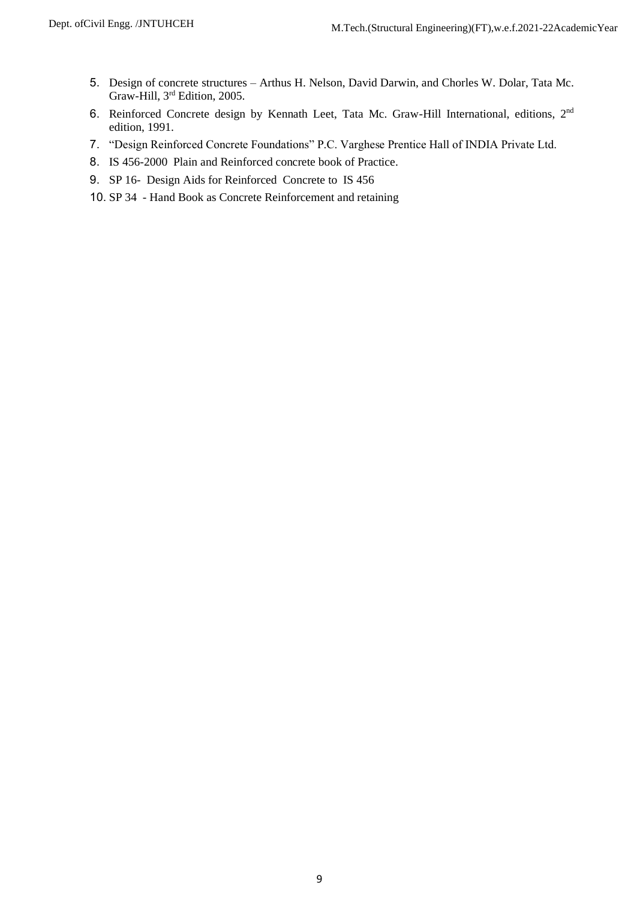5. Design of concrete structures – Arthus H. Nelson, David Darwin, and Chorles W. Dolar, Tata Mc. Graw-Hill, 3rd Edition, 2005.
6. Reinforced Concrete design by Kennath Leet, Tata Mc. Graw-Hill International, editions, 2nd edition, 1991.
7. "Design Reinforced Concrete Foundations" P.C. Varghese Prentice Hall of INDIA Private Ltd.
8. IS 456-2000 Plain and Reinforced concrete book of Practice.
9. SP 16- Design Aids for Reinforced Concrete to IS 456
10. SP 34 - Hand Book as Concrete Reinforcement and retaining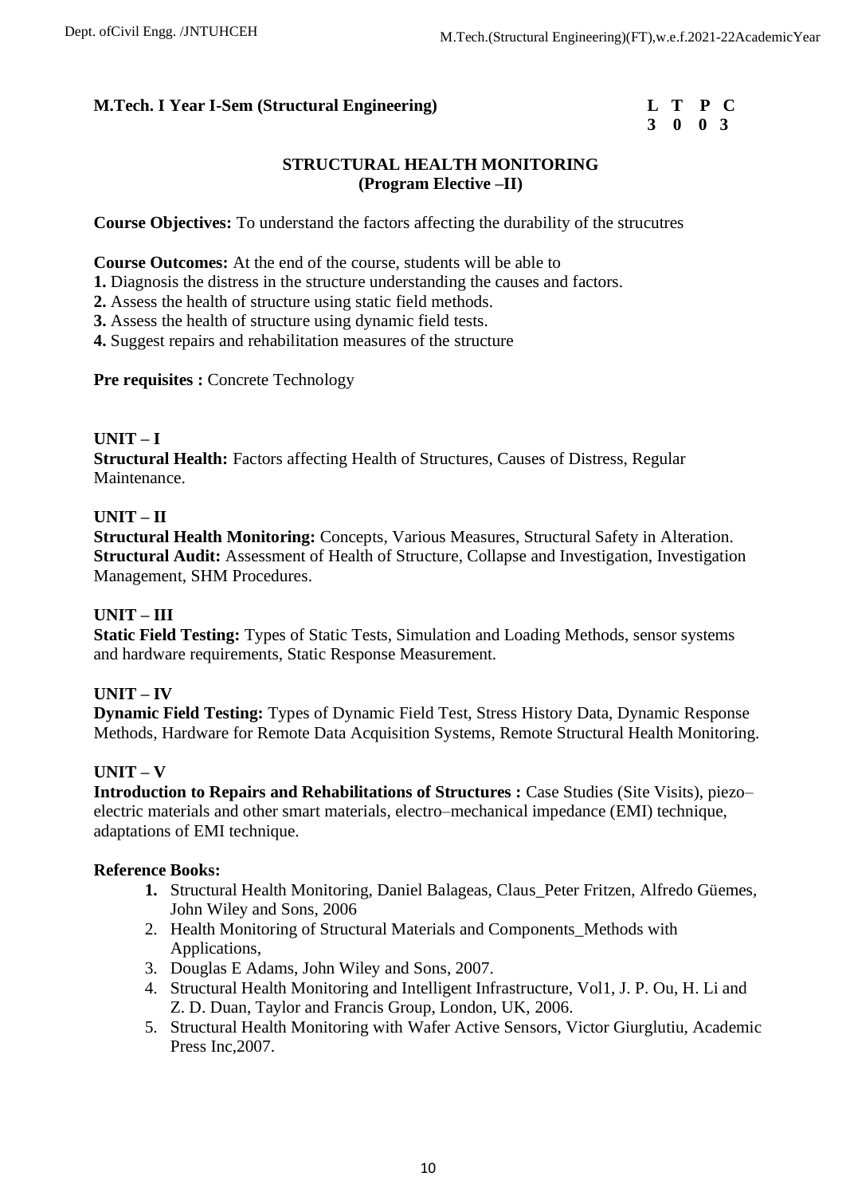**M.Tech. I Year I-Sem (Structural Engineering)**

| L | T | P | C |
|---|---|---|---|
| 3 | 0 | 0 | 3 |

## STRUCTURAL HEALTH MONITORING
### (Program Elective –II)

**Course Objectives:** To understand the factors affecting the durability of the strucutres

**Course Outcomes:** At the end of the course, students will be able to

**1.** Diagnosis the distress in the structure understanding the causes and factors.
**2.** Assess the health of structure using static field methods.
**3.** Assess the health of structure using dynamic field tests.
**4.** Suggest repairs and rehabilitation measures of the structure

**Pre requisites :** Concrete Technology

### UNIT – I

**Structural Health:** Factors affecting Health of Structures, Causes of Distress, Regular Maintenance.

### UNIT – II

**Structural Health Monitoring:** Concepts, Various Measures, Structural Safety in Alteration.
**Structural Audit:** Assessment of Health of Structure, Collapse and Investigation, Investigation Management, SHM Procedures.

### UNIT – III

**Static Field Testing:** Types of Static Tests, Simulation and Loading Methods, sensor systems and hardware requirements, Static Response Measurement.

### UNIT – IV

**Dynamic Field Testing:** Types of Dynamic Field Test, Stress History Data, Dynamic Response Methods, Hardware for Remote Data Acquisition Systems, Remote Structural Health Monitoring.

### UNIT – V

**Introduction to Repairs and Rehabilitations of Structures :** Case Studies (Site Visits), piezo–electric materials and other smart materials, electro–mechanical impedance (EMI) technique, adaptations of EMI technique.

**Reference Books:**

1. Structural Health Monitoring, Daniel Balageas, Claus_Peter Fritzen, Alfredo Güemes, John Wiley and Sons, 2006
2. Health Monitoring of Structural Materials and Components_Methods with Applications,
3. Douglas E Adams, John Wiley and Sons, 2007.
4. Structural Health Monitoring and Intelligent Infrastructure, Vol1, J. P. Ou, H. Li and Z. D. Duan, Taylor and Francis Group, London, UK, 2006.
5. Structural Health Monitoring with Wafer Active Sensors, Victor Giurglutiu, Academic Press Inc,2007.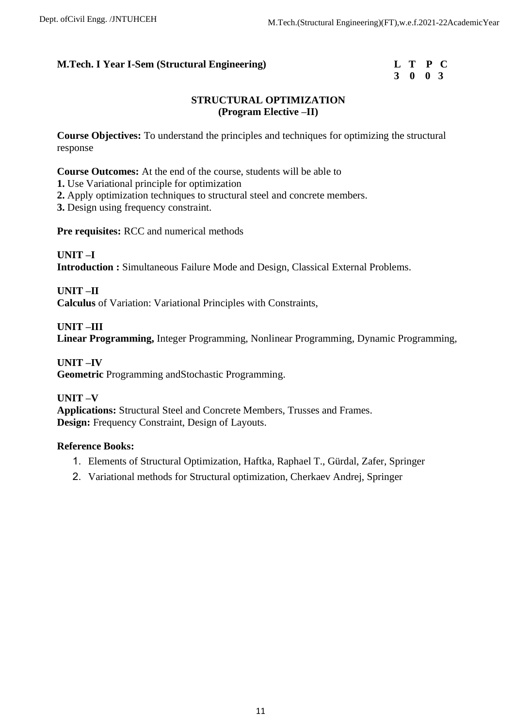**M.Tech. I Year I-Sem (Structural Engineering)**

| L | T | P | C |
|---|---|---|---|
| 3 | 0 | 0 | 3 |

## STRUCTURAL OPTIMIZATION
### (Program Elective –II)

**Course Objectives:** To understand the principles and techniques for optimizing the structural response

**Course Outcomes:** At the end of the course, students will be able to

**1.** Use Variational principle for optimization
**2.** Apply optimization techniques to structural steel and concrete members.
**3.** Design using frequency constraint.

**Pre requisites:** RCC and numerical methods

**UNIT –I**
**Introduction :** Simultaneous Failure Mode and Design, Classical External Problems.

**UNIT –II**
**Calculus** of Variation: Variational Principles with Constraints,

**UNIT –III**
**Linear Programming,** Integer Programming, Nonlinear Programming, Dynamic Programming,

**UNIT –IV**
**Geometric** Programming andStochastic Programming.

**UNIT –V**
**Applications:** Structural Steel and Concrete Members, Trusses and Frames.
**Design:** Frequency Constraint, Design of Layouts.

**Reference Books:**

1. Elements of Structural Optimization, Haftka, Raphael T., Gürdal, Zafer, Springer
2. Variational methods for Structural optimization, Cherkaev Andrej, Springer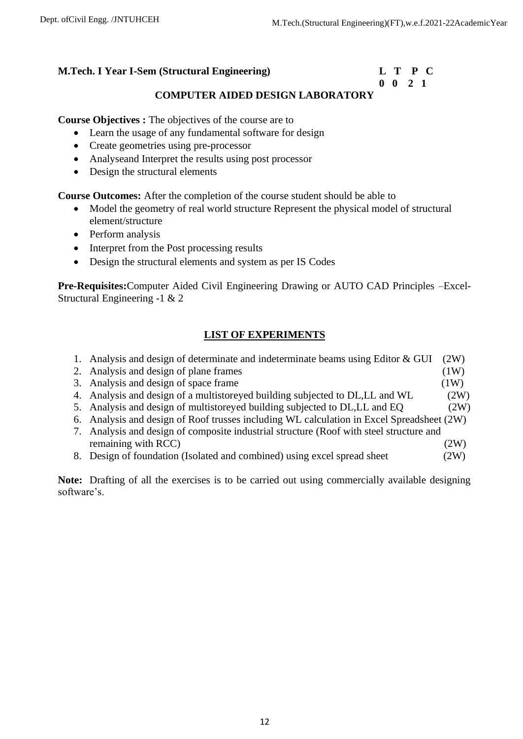**M.Tech. I Year I-Sem (Structural Engineering)**

| L | T | P | C |
|---|---|---|---|
| 0 | 0 | 2 | 1 |

## COMPUTER AIDED DESIGN LABORATORY

**Course Objectives :** The objectives of the course are to

- Learn the usage of any fundamental software for design
- Create geometries using pre-processor
- Analyseand Interpret the results using post processor
- Design the structural elements

**Course Outcomes:** After the completion of the course student should be able to

- Model the geometry of real world structure Represent the physical model of structural element/structure
- Perform analysis
- Interpret from the Post processing results
- Design the structural elements and system as per IS Codes

**Pre-Requisites:**Computer Aided Civil Engineering Drawing or AUTO CAD Principles –Excel- Structural Engineering -1 & 2

### LIST OF EXPERIMENTS

1. Analysis and design of determinate and indeterminate beams using Editor & GUI (2W)
2. Analysis and design of plane frames (1W)
3. Analysis and design of space frame (1W)
4. Analysis and design of a multistoreyed building subjected to DL,LL and WL (2W)
5. Analysis and design of multistoreyed building subjected to DL,LL and EQ (2W)
6. Analysis and design of Roof trusses including WL calculation in Excel Spreadsheet (2W)
7. Analysis and design of composite industrial structure (Roof with steel structure and remaining with RCC) (2W)
8. Design of foundation (Isolated and combined) using excel spread sheet (2W)

**Note:** Drafting of all the exercises is to be carried out using commercially available designing software's.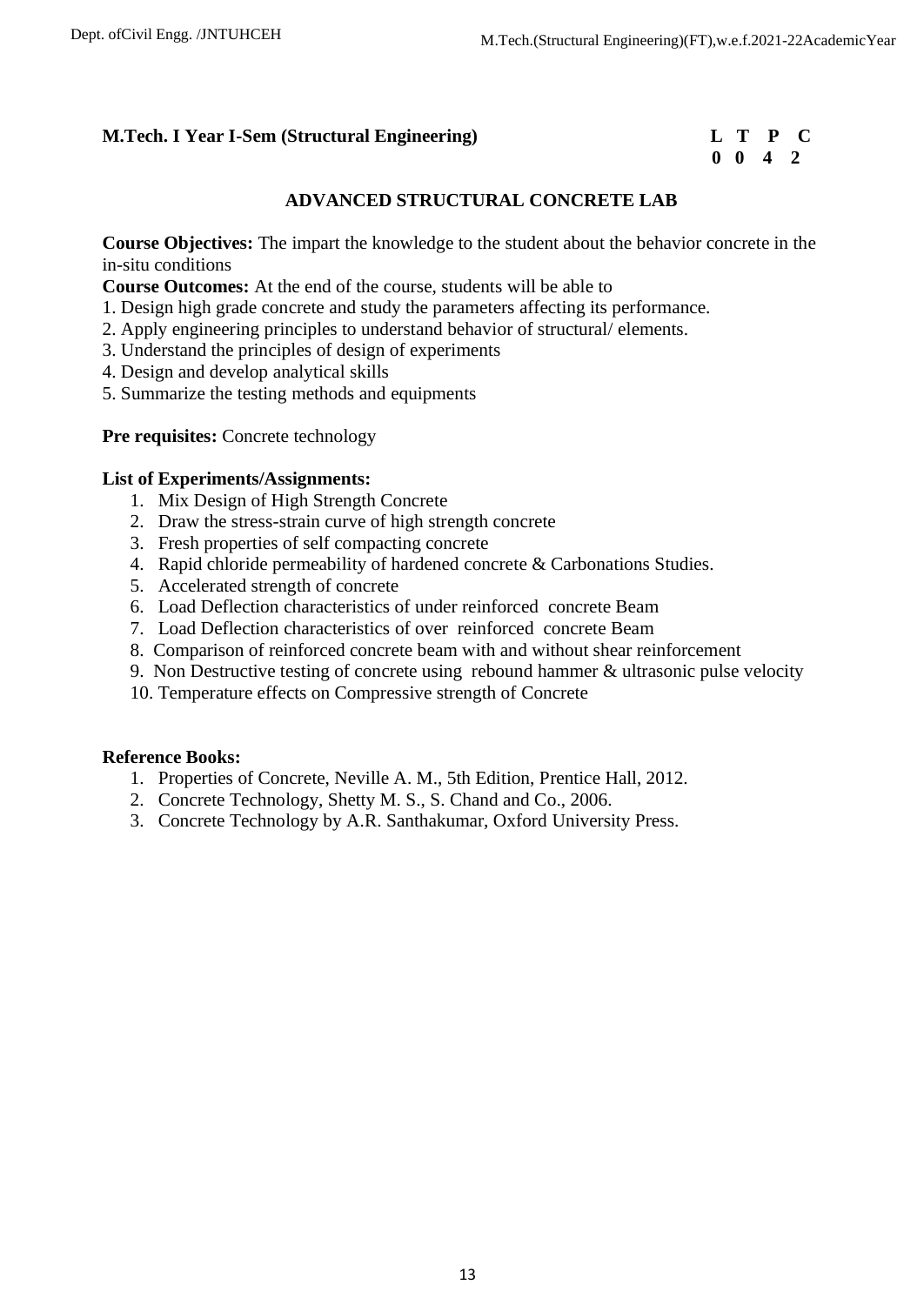**M.Tech. I Year I-Sem (Structural Engineering)**

| L | T | P | C |
|---|---|---|---|
| 0 | 0 | 4 | 2 |

## ADVANCED STRUCTURAL CONCRETE LAB

**Course Objectives:** The impart the knowledge to the student about the behavior concrete in the in-situ conditions

**Course Outcomes:** At the end of the course, students will be able to

1. Design high grade concrete and study the parameters affecting its performance.
2. Apply engineering principles to understand behavior of structural/ elements.
3. Understand the principles of design of experiments
4. Design and develop analytical skills
5. Summarize the testing methods and equipments

**Pre requisites:** Concrete technology

**List of Experiments/Assignments:**

1. Mix Design of High Strength Concrete
2. Draw the stress-strain curve of high strength concrete
3. Fresh properties of self compacting concrete
4. Rapid chloride permeability of hardened concrete & Carbonations Studies.
5. Accelerated strength of concrete
6. Load Deflection characteristics of under reinforced concrete Beam
7. Load Deflection characteristics of over reinforced concrete Beam
8. Comparison of reinforced concrete beam with and without shear reinforcement
9. Non Destructive testing of concrete using rebound hammer & ultrasonic pulse velocity
10. Temperature effects on Compressive strength of Concrete

**Reference Books:**

1. Properties of Concrete, Neville A. M., 5th Edition, Prentice Hall, 2012.
2. Concrete Technology, Shetty M. S., S. Chand and Co., 2006.
3. Concrete Technology by A.R. Santhakumar, Oxford University Press.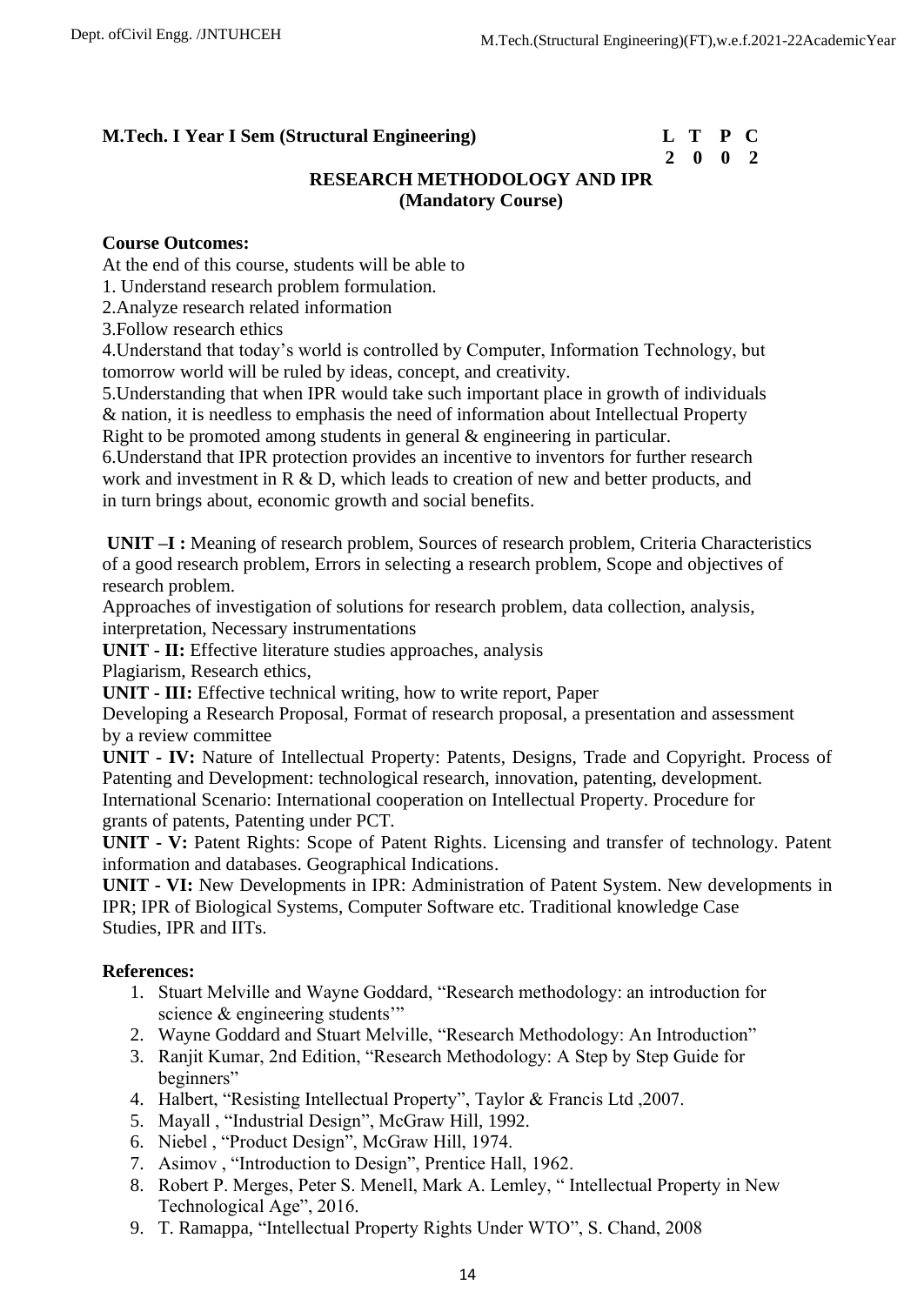**M.Tech. I Year I Sem (Structural Engineering)**

| L | T | P | C |
|---|---|---|---|
| 2 | 0 | 0 | 2 |

## RESEARCH METHODOLOGY AND IPR
### (Mandatory Course)

**Course Outcomes:**

At the end of this course, students will be able to

1. Understand research problem formulation.
2. Analyze research related information
3. Follow research ethics
4. Understand that today's world is controlled by Computer, Information Technology, but tomorrow world will be ruled by ideas, concept, and creativity.
5. Understanding that when IPR would take such important place in growth of individuals & nation, it is needless to emphasis the need of information about Intellectual Property Right to be promoted among students in general & engineering in particular.
6. Understand that IPR protection provides an incentive to inventors for further research work and investment in R & D, which leads to creation of new and better products, and in turn brings about, economic growth and social benefits.

**UNIT –I :** Meaning of research problem, Sources of research problem, Criteria Characteristics of a good research problem, Errors in selecting a research problem, Scope and objectives of research problem.

Approaches of investigation of solutions for research problem, data collection, analysis, interpretation, Necessary instrumentations

**UNIT - II:** Effective literature studies approaches, analysis

Plagiarism, Research ethics,

**UNIT - III:** Effective technical writing, how to write report, Paper

Developing a Research Proposal, Format of research proposal, a presentation and assessment by a review committee

**UNIT - IV:** Nature of Intellectual Property: Patents, Designs, Trade and Copyright. Process of Patenting and Development: technological research, innovation, patenting, development. International Scenario: International cooperation on Intellectual Property. Procedure for grants of patents, Patenting under PCT.

**UNIT - V:** Patent Rights: Scope of Patent Rights. Licensing and transfer of technology. Patent information and databases. Geographical Indications.

**UNIT - VI:** New Developments in IPR: Administration of Patent System. New developments in IPR; IPR of Biological Systems, Computer Software etc. Traditional knowledge Case Studies, IPR and IITs.

**References:**

1. Stuart Melville and Wayne Goddard, "Research methodology: an introduction for science & engineering students'"
2. Wayne Goddard and Stuart Melville, "Research Methodology: An Introduction"
3. Ranjit Kumar, 2nd Edition, "Research Methodology: A Step by Step Guide for beginners"
4. Halbert, "Resisting Intellectual Property", Taylor & Francis Ltd ,2007.
5. Mayall , "Industrial Design", McGraw Hill, 1992.
6. Niebel , "Product Design", McGraw Hill, 1974.
7. Asimov , "Introduction to Design", Prentice Hall, 1962.
8. Robert P. Merges, Peter S. Menell, Mark A. Lemley, " Intellectual Property in New Technological Age", 2016.
9. T. Ramappa, "Intellectual Property Rights Under WTO", S. Chand, 2008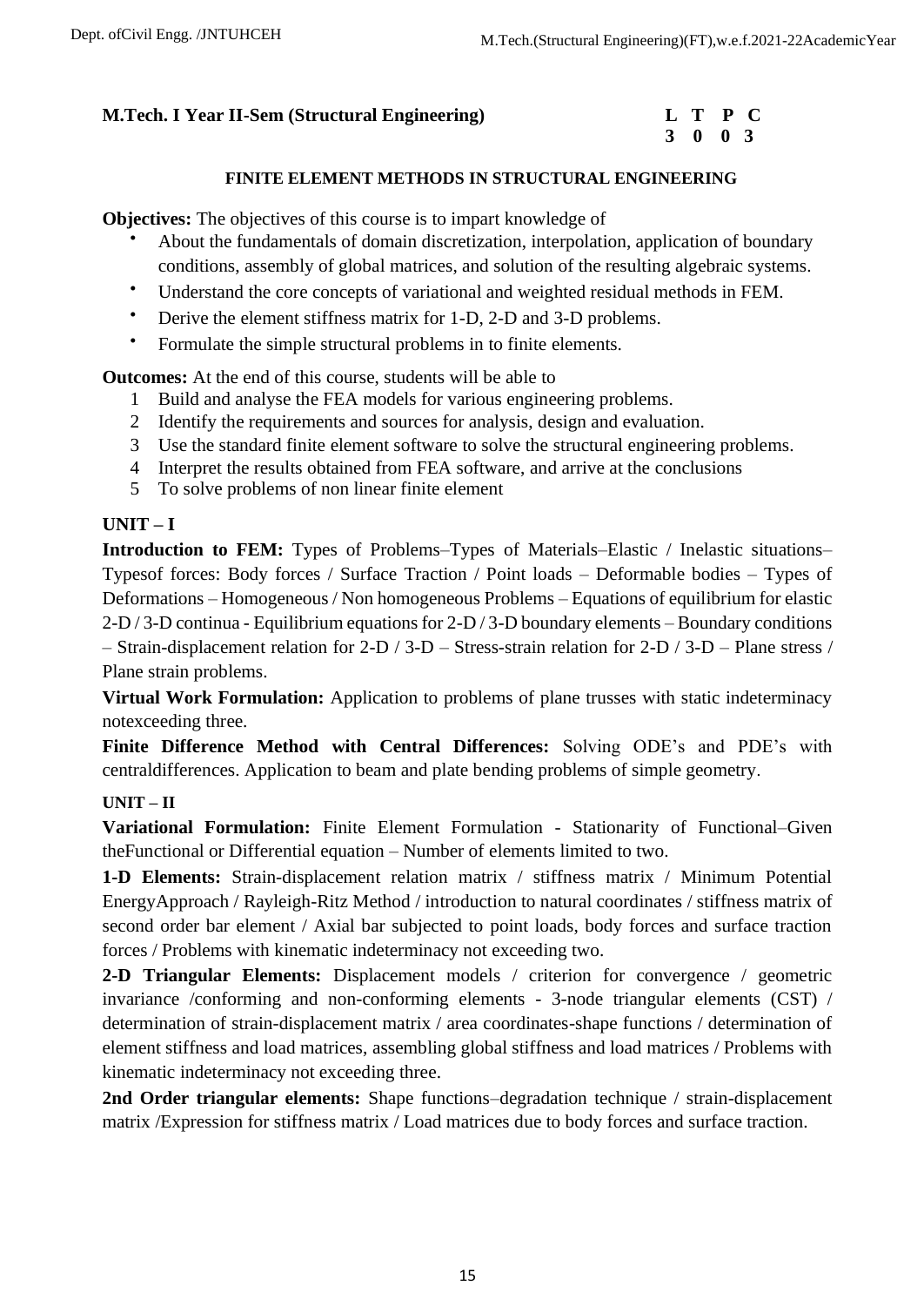**M.Tech. I Year II-Sem (Structural Engineering)**

| L | T | P | C |
|---|---|---|---|
| 3 | 0 | 0 | 3 |

### FINITE ELEMENT METHODS IN STRUCTURAL ENGINEERING

**Objectives:** The objectives of this course is to impart knowledge of

- About the fundamentals of domain discretization, interpolation, application of boundary conditions, assembly of global matrices, and solution of the resulting algebraic systems.
- Understand the core concepts of variational and weighted residual methods in FEM.
- Derive the element stiffness matrix for 1-D, 2-D and 3-D problems.
- Formulate the simple structural problems in to finite elements.

**Outcomes:** At the end of this course, students will be able to

1. Build and analyse the FEA models for various engineering problems.
2. Identify the requirements and sources for analysis, design and evaluation.
3. Use the standard finite element software to solve the structural engineering problems.
4. Interpret the results obtained from FEA software, and arrive at the conclusions
5. To solve problems of non linear finite element

**UNIT – I**

**Introduction to FEM:** Types of Problems–Types of Materials–Elastic / Inelastic situations–Typesof forces: Body forces / Surface Traction / Point loads – Deformable bodies – Types of Deformations – Homogeneous / Non homogeneous Problems – Equations of equilibrium for elastic 2-D / 3-D continua - Equilibrium equations for 2-D / 3-D boundary elements – Boundary conditions – Strain-displacement relation for 2-D / 3-D – Stress-strain relation for 2-D / 3-D – Plane stress / Plane strain problems.

**Virtual Work Formulation:** Application to problems of plane trusses with static indeterminacy notexceeding three.

**Finite Difference Method with Central Differences:** Solving ODE's and PDE's with centraldifferences. Application to beam and plate bending problems of simple geometry.

**UNIT – II**

**Variational Formulation:** Finite Element Formulation - Stationarity of Functional–Given theFunctional or Differential equation – Number of elements limited to two.

**1-D Elements:** Strain-displacement relation matrix / stiffness matrix / Minimum Potential EnergyApproach / Rayleigh-Ritz Method / introduction to natural coordinates / stiffness matrix of second order bar element / Axial bar subjected to point loads, body forces and surface traction forces / Problems with kinematic indeterminacy not exceeding two.

**2-D Triangular Elements:** Displacement models / criterion for convergence / geometric invariance /conforming and non-conforming elements - 3-node triangular elements (CST) / determination of strain-displacement matrix / area coordinates-shape functions / determination of element stiffness and load matrices, assembling global stiffness and load matrices / Problems with kinematic indeterminacy not exceeding three.

**2nd Order triangular elements:** Shape functions–degradation technique / strain-displacement matrix /Expression for stiffness matrix / Load matrices due to body forces and surface traction.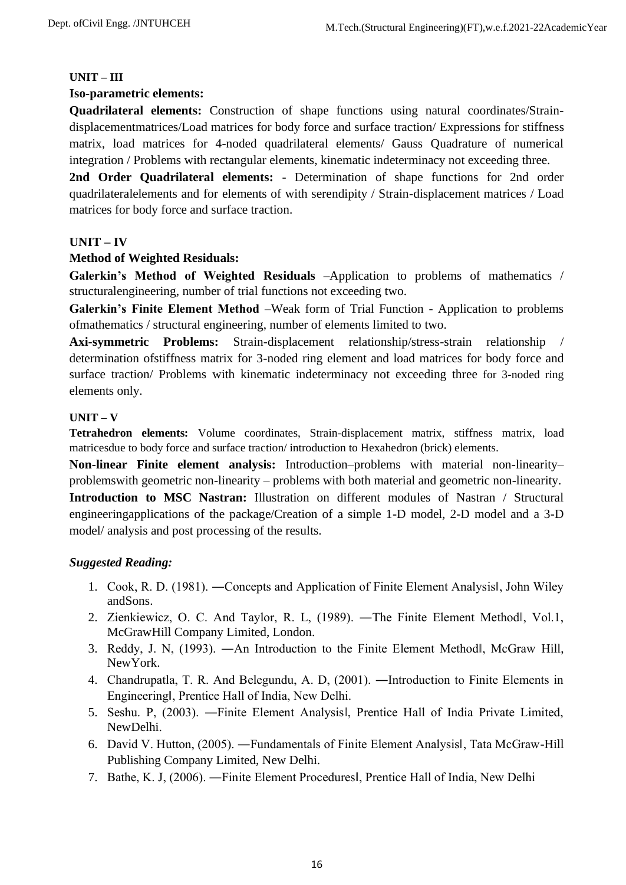**UNIT – III**

**Iso-parametric elements:**

**Quadrilateral elements:** Construction of shape functions using natural coordinates/Strain-displacementmatrices/Load matrices for body force and surface traction/ Expressions for stiffness matrix, load matrices for 4-noded quadrilateral elements/ Gauss Quadrature of numerical integration / Problems with rectangular elements, kinematic indeterminacy not exceeding three.

**2nd Order Quadrilateral elements:** - Determination of shape functions for 2nd order quadrilateralelements and for elements of with serendipity / Strain-displacement matrices / Load matrices for body force and surface traction.

**UNIT – IV**

**Method of Weighted Residuals:**

**Galerkin's Method of Weighted Residuals** –Application to problems of mathematics / structuralengineering, number of trial functions not exceeding two.

**Galerkin's Finite Element Method** –Weak form of Trial Function - Application to problems ofmathematics / structural engineering, number of elements limited to two.

**Axi-symmetric Problems:** Strain-displacement relationship/stress-strain relationship / determination ofstiffness matrix for 3-noded ring element and load matrices for body force and surface traction/ Problems with kinematic indeterminacy not exceeding three for 3-noded ring elements only.

**UNIT – V**

**Tetrahedron elements:** Volume coordinates, Strain-displacement matrix, stiffness matrix, load matricesdue to body force and surface traction/ introduction to Hexahedron (brick) elements.

**Non-linear Finite element analysis:** Introduction–problems with material non-linearity–problemswith geometric non-linearity – problems with both material and geometric non-linearity.

**Introduction to MSC Nastran:** Illustration on different modules of Nastran / Structural engineeringapplications of the package/Creation of a simple 1-D model, 2-D model and a 3-D model/ analysis and post processing of the results.

***Suggested Reading:***

1. Cook, R. D. (1981). ―Concepts and Application of Finite Element Analysis‖, John Wiley andSons.
2. Zienkiewicz, O. C. And Taylor, R. L, (1989). ―The Finite Element Method‖, Vol.1, McGrawHill Company Limited, London.
3. Reddy, J. N, (1993). ―An Introduction to the Finite Element Method‖, McGraw Hill, NewYork.
4. Chandrupatla, T. R. And Belegundu, A. D, (2001). ―Introduction to Finite Elements in Engineering‖, Prentice Hall of India, New Delhi.
5. Seshu. P, (2003). ―Finite Element Analysis‖, Prentice Hall of India Private Limited, NewDelhi.
6. David V. Hutton, (2005). ―Fundamentals of Finite Element Analysis‖, Tata McGraw-Hill Publishing Company Limited, New Delhi.
7. Bathe, K. J, (2006). ―Finite Element Procedures‖, Prentice Hall of India, New Delhi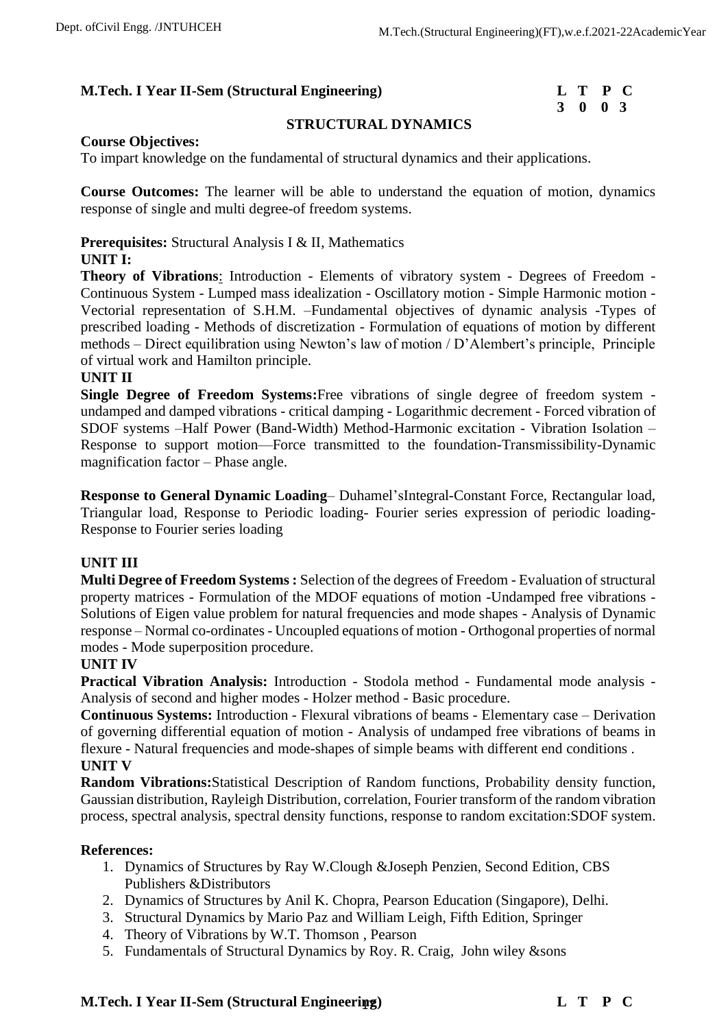**M.Tech. I Year II-Sem (Structural Engineering)**

| L | T | P | C |
|---|---|---|---|
| 3 | 0 | 0 | 3 |

## STRUCTURAL DYNAMICS

**Course Objectives:**
To impart knowledge on the fundamental of structural dynamics and their applications.

**Course Outcomes:** The learner will be able to understand the equation of motion, dynamics response of single and multi degree-of freedom systems.

**Prerequisites:** Structural Analysis I & II, Mathematics

**UNIT I:**

**Theory of Vibrations**: Introduction - Elements of vibratory system - Degrees of Freedom - Continuous System - Lumped mass idealization - Oscillatory motion - Simple Harmonic motion - Vectorial representation of S.H.M. –Fundamental objectives of dynamic analysis -Types of prescribed loading - Methods of discretization - Formulation of equations of motion by different methods – Direct equilibration using Newton's law of motion / D'Alembert's principle, Principle of virtual work and Hamilton principle.

**UNIT II**

**Single Degree of Freedom Systems:**Free vibrations of single degree of freedom system - undamped and damped vibrations - critical damping - Logarithmic decrement - Forced vibration of SDOF systems –Half Power (Band-Width) Method-Harmonic excitation - Vibration Isolation – Response to support motion—Force transmitted to the foundation-Transmissibility-Dynamic magnification factor – Phase angle.

**Response to General Dynamic Loading**– Duhamel'sIntegral-Constant Force, Rectangular load, Triangular load, Response to Periodic loading- Fourier series expression of periodic loading- Response to Fourier series loading

**UNIT III**

**Multi Degree of Freedom Systems :** Selection of the degrees of Freedom - Evaluation of structural property matrices - Formulation of the MDOF equations of motion -Undamped free vibrations - Solutions of Eigen value problem for natural frequencies and mode shapes - Analysis of Dynamic response – Normal co-ordinates - Uncoupled equations of motion - Orthogonal properties of normal modes - Mode superposition procedure.

**UNIT IV**

**Practical Vibration Analysis:** Introduction - Stodola method - Fundamental mode analysis - Analysis of second and higher modes - Holzer method - Basic procedure.

**Continuous Systems:** Introduction - Flexural vibrations of beams - Elementary case – Derivation of governing differential equation of motion - Analysis of undamped free vibrations of beams in flexure - Natural frequencies and mode-shapes of simple beams with different end conditions .

**UNIT V**

**Random Vibrations:**Statistical Description of Random functions, Probability density function, Gaussian distribution, Rayleigh Distribution, correlation, Fourier transform of the random vibration process, spectral analysis, spectral density functions, response to random excitation:SDOF system.

**References:**

1. Dynamics of Structures by Ray W.Clough &Joseph Penzien, Second Edition, CBS Publishers &Distributors
2. Dynamics of Structures by Anil K. Chopra, Pearson Education (Singapore), Delhi.
3. Structural Dynamics by Mario Paz and William Leigh, Fifth Edition, Springer
4. Theory of Vibrations by W.T. Thomson , Pearson
5. Fundamentals of Structural Dynamics by Roy. R. Craig, John wiley &sons

**M.Tech. I Year II-Sem (Structural Engineering)** **L T P C**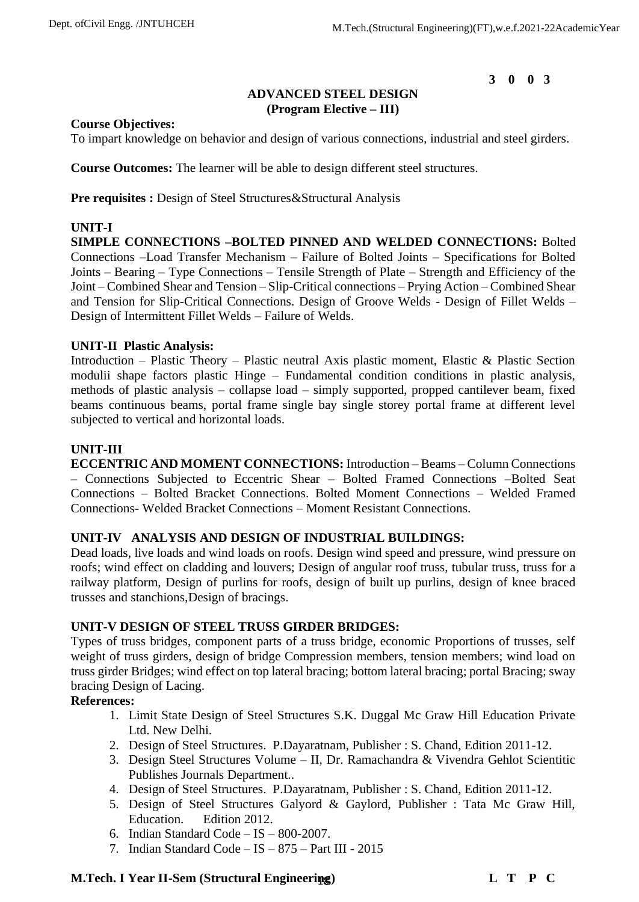**3 0 0 3**

## ADVANCED STEEL DESIGN
### (Program Elective – III)

**Course Objectives:**
To impart knowledge on behavior and design of various connections, industrial and steel girders.

**Course Outcomes:** The learner will be able to design different steel structures.

**Pre requisites :** Design of Steel Structures&Structural Analysis

**UNIT-I**
**SIMPLE CONNECTIONS –BOLTED PINNED AND WELDED CONNECTIONS:** Bolted Connections –Load Transfer Mechanism – Failure of Bolted Joints – Specifications for Bolted Joints – Bearing – Type Connections – Tensile Strength of Plate – Strength and Efficiency of the Joint – Combined Shear and Tension – Slip-Critical connections – Prying Action – Combined Shear and Tension for Slip-Critical Connections. Design of Groove Welds - Design of Fillet Welds – Design of Intermittent Fillet Welds – Failure of Welds.

**UNIT-II Plastic Analysis:**
Introduction – Plastic Theory – Plastic neutral Axis plastic moment, Elastic & Plastic Section modulii shape factors plastic Hinge – Fundamental condition conditions in plastic analysis, methods of plastic analysis – collapse load – simply supported, propped cantilever beam, fixed beams continuous beams, portal frame single bay single storey portal frame at different level subjected to vertical and horizontal loads.

**UNIT-III**
**ECCENTRIC AND MOMENT CONNECTIONS:** Introduction – Beams – Column Connections – Connections Subjected to Eccentric Shear – Bolted Framed Connections –Bolted Seat Connections – Bolted Bracket Connections. Bolted Moment Connections – Welded Framed Connections- Welded Bracket Connections – Moment Resistant Connections.

**UNIT-IV ANALYSIS AND DESIGN OF INDUSTRIAL BUILDINGS:**
Dead loads, live loads and wind loads on roofs. Design wind speed and pressure, wind pressure on roofs; wind effect on cladding and louvers; Design of angular roof truss, tubular truss, truss for a railway platform, Design of purlins for roofs, design of built up purlins, design of knee braced trusses and stanchions,Design of bracings.

**UNIT-V DESIGN OF STEEL TRUSS GIRDER BRIDGES:**
Types of truss bridges, component parts of a truss bridge, economic Proportions of trusses, self weight of truss girders, design of bridge Compression members, tension members; wind load on truss girder Bridges; wind effect on top lateral bracing; bottom lateral bracing; portal Bracing; sway bracing Design of Lacing.

**References:**

1. Limit State Design of Steel Structures S.K. Duggal Mc Graw Hill Education Private Ltd. New Delhi.
2. Design of Steel Structures. P.Dayaratnam, Publisher : S. Chand, Edition 2011-12.
3. Design Steel Structures Volume – II, Dr. Ramachandra & Vivendra Gehlot Scientitic Publishes Journals Department..
4. Design of Steel Structures. P.Dayaratnam, Publisher : S. Chand, Edition 2011-12.
5. Design of Steel Structures Galyord & Gaylord, Publisher : Tata Mc Graw Hill, Education. Edition 2012.
6. Indian Standard Code – IS – 800-2007.
7. Indian Standard Code – IS – 875 – Part III - 2015

**M.Tech. I Year II-Sem (Structural Engineering) L T P C**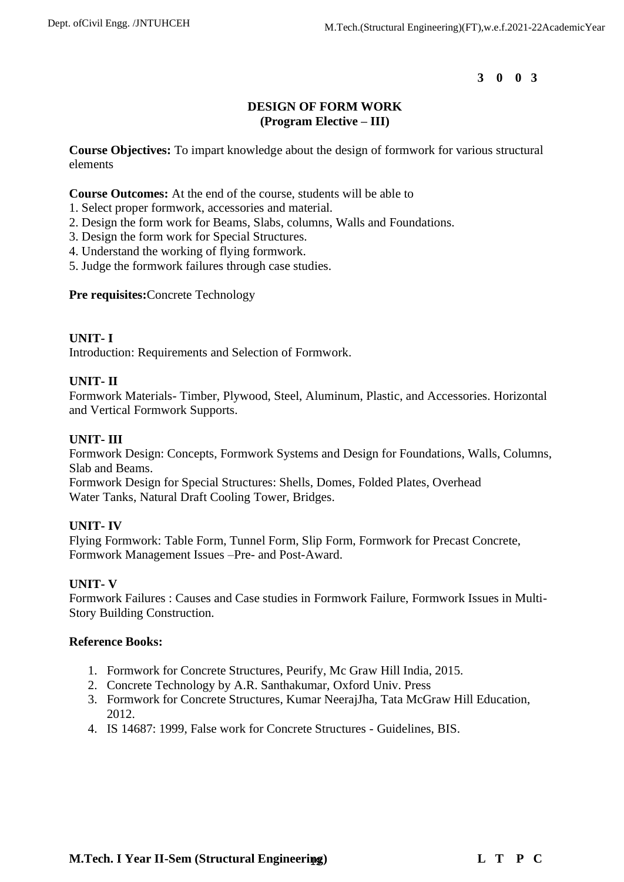**3 0 0 3**

## DESIGN OF FORM WORK
**(Program Elective – III)**

**Course Objectives:** To impart knowledge about the design of formwork for various structural elements

**Course Outcomes:** At the end of the course, students will be able to

1. Select proper formwork, accessories and material.
2. Design the form work for Beams, Slabs, columns, Walls and Foundations.
3. Design the form work for Special Structures.
4. Understand the working of flying formwork.
5. Judge the formwork failures through case studies.

**Pre requisites:** Concrete Technology

### UNIT- I
Introduction: Requirements and Selection of Formwork.

### UNIT- II
Formwork Materials- Timber, Plywood, Steel, Aluminum, Plastic, and Accessories. Horizontal and Vertical Formwork Supports.

### UNIT- III
Formwork Design: Concepts, Formwork Systems and Design for Foundations, Walls, Columns, Slab and Beams.
Formwork Design for Special Structures: Shells, Domes, Folded Plates, Overhead Water Tanks, Natural Draft Cooling Tower, Bridges.

### UNIT- IV
Flying Formwork: Table Form, Tunnel Form, Slip Form, Formwork for Precast Concrete, Formwork Management Issues –Pre- and Post-Award.

### UNIT- V
Formwork Failures : Causes and Case studies in Formwork Failure, Formwork Issues in Multi-Story Building Construction.

**Reference Books:**

1. Formwork for Concrete Structures, Peurify, Mc Graw Hill India, 2015.
2. Concrete Technology by A.R. Santhakumar, Oxford Univ. Press
3. Formwork for Concrete Structures, Kumar NeerajJha, Tata McGraw Hill Education, 2012.
4. IS 14687: 1999, False work for Concrete Structures - Guidelines, BIS.

**M.Tech. I Year II-Sem (Structural Engineering)** **L T P C**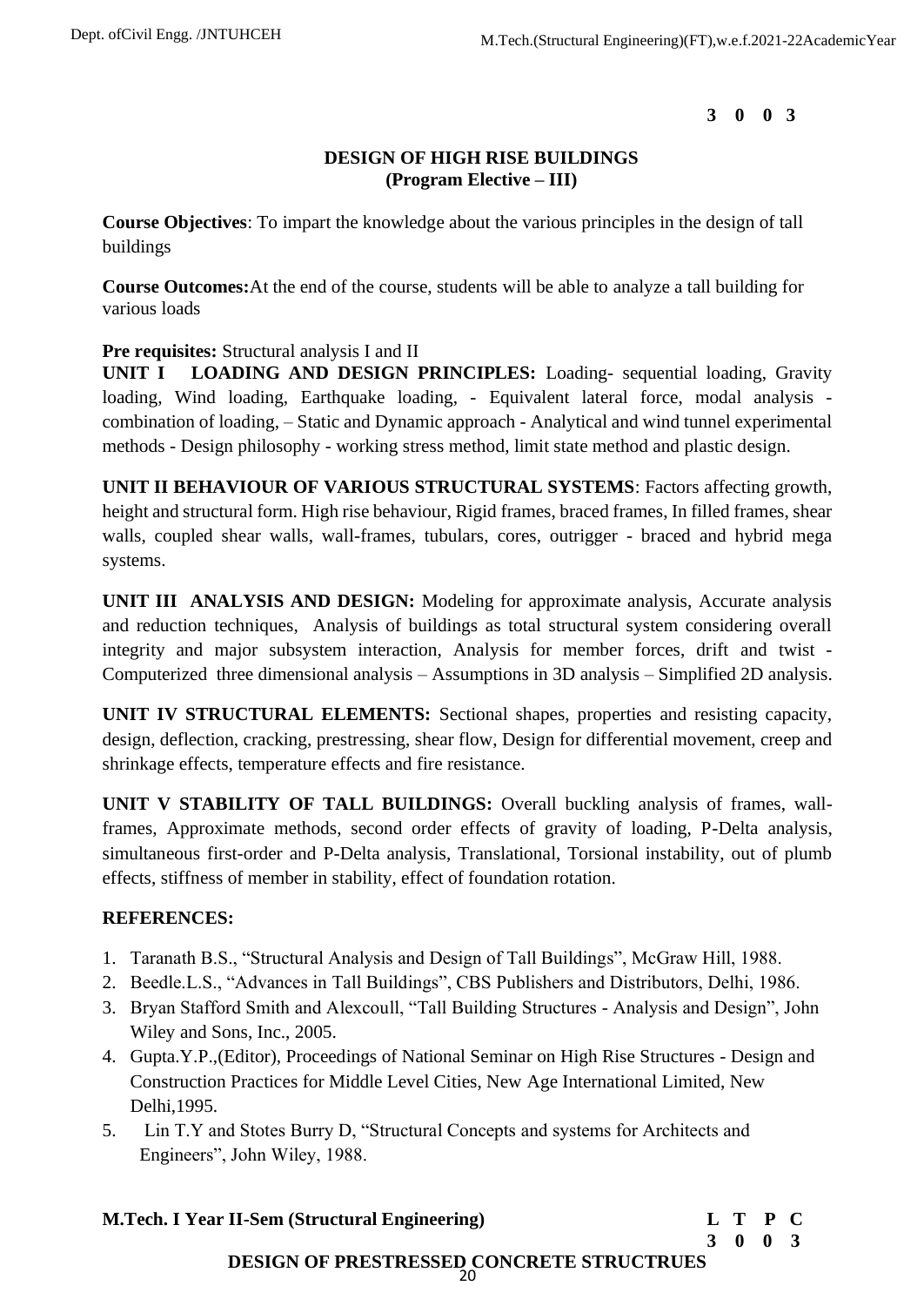**3 0 0 3**

## DESIGN OF HIGH RISE BUILDINGS
### (Program Elective – III)

**Course Objectives**: To impart the knowledge about the various principles in the design of tall buildings

**Course Outcomes:**At the end of the course, students will be able to analyze a tall building for various loads

**Pre requisites:** Structural analysis I and II

**UNIT I LOADING AND DESIGN PRINCIPLES:** Loading- sequential loading, Gravity loading, Wind loading, Earthquake loading, - Equivalent lateral force, modal analysis - combination of loading, – Static and Dynamic approach - Analytical and wind tunnel experimental methods - Design philosophy - working stress method, limit state method and plastic design.

**UNIT II BEHAVIOUR OF VARIOUS STRUCTURAL SYSTEMS**: Factors affecting growth, height and structural form. High rise behaviour, Rigid frames, braced frames, In filled frames, shear walls, coupled shear walls, wall-frames, tubulars, cores, outrigger - braced and hybrid mega systems.

**UNIT III ANALYSIS AND DESIGN:** Modeling for approximate analysis, Accurate analysis and reduction techniques, Analysis of buildings as total structural system considering overall integrity and major subsystem interaction, Analysis for member forces, drift and twist - Computerized three dimensional analysis – Assumptions in 3D analysis – Simplified 2D analysis.

**UNIT IV STRUCTURAL ELEMENTS:** Sectional shapes, properties and resisting capacity, design, deflection, cracking, prestressing, shear flow, Design for differential movement, creep and shrinkage effects, temperature effects and fire resistance.

**UNIT V STABILITY OF TALL BUILDINGS:** Overall buckling analysis of frames, wall-frames, Approximate methods, second order effects of gravity of loading, P-Delta analysis, simultaneous first-order and P-Delta analysis, Translational, Torsional instability, out of plumb effects, stiffness of member in stability, effect of foundation rotation.

**REFERENCES:**

1. Taranath B.S., "Structural Analysis and Design of Tall Buildings", McGraw Hill, 1988.
2. Beedle.L.S., "Advances in Tall Buildings", CBS Publishers and Distributors, Delhi, 1986.
3. Bryan Stafford Smith and Alexcoull, "Tall Building Structures - Analysis and Design", John Wiley and Sons, Inc., 2005.
4. Gupta.Y.P.,(Editor), Proceedings of National Seminar on High Rise Structures - Design and Construction Practices for Middle Level Cities, New Age International Limited, New Delhi,1995.
5. Lin T.Y and Stotes Burry D, "Structural Concepts and systems for Architects and Engineers", John Wiley, 1988.

**M.Tech. I Year II-Sem (Structural Engineering)**

| L | T | P | C |
|---|---|---|---|
| 3 | 0 | 0 | 3 |

## DESIGN OF PRESTRESSED CONCRETE STRUCTRUES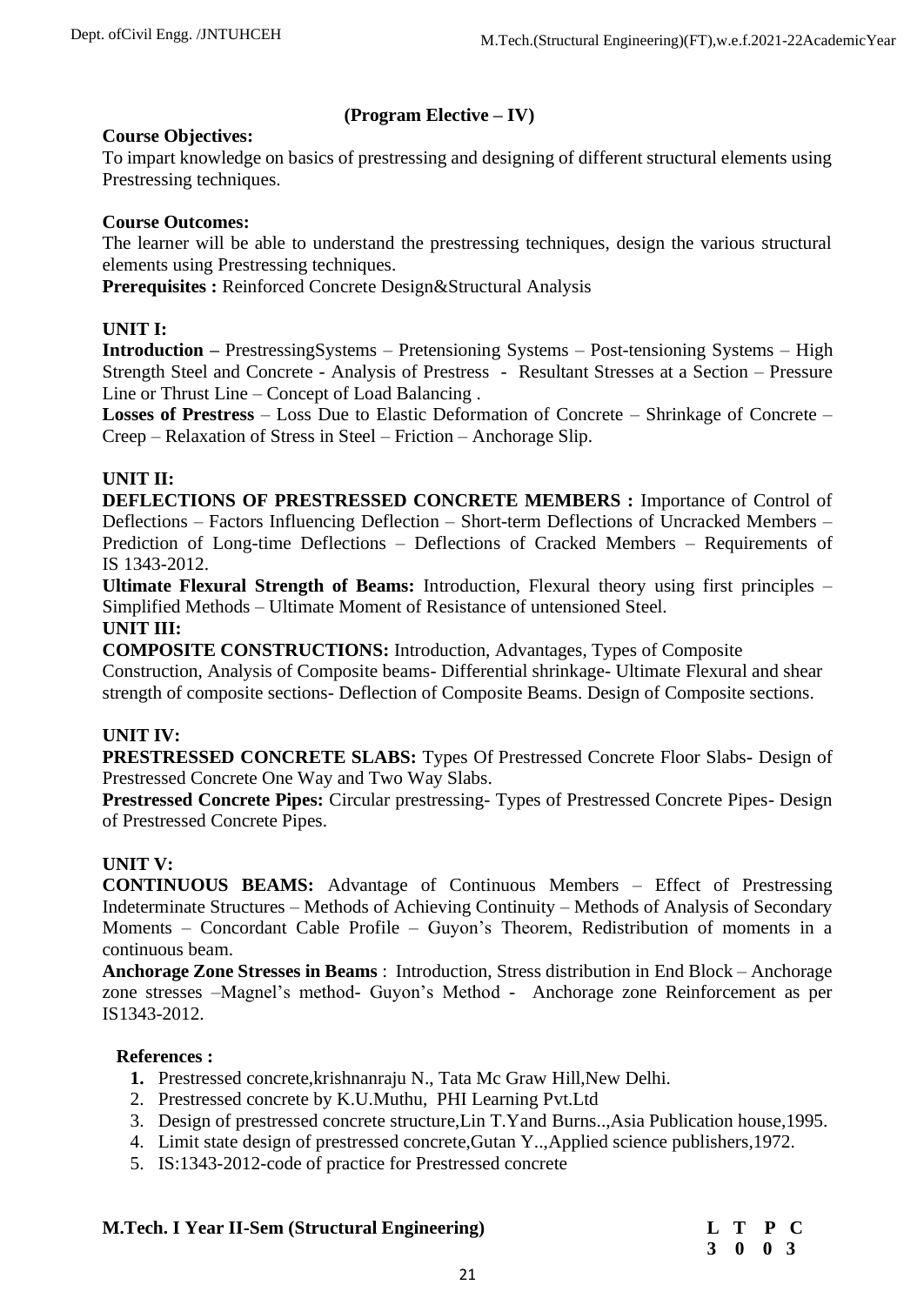**(Program Elective – IV)**

**Course Objectives:**

To impart knowledge on basics of prestressing and designing of different structural elements using Prestressing techniques.

**Course Outcomes:**

The learner will be able to understand the prestressing techniques, design the various structural elements using Prestressing techniques.

**Prerequisites :** Reinforced Concrete Design&Structural Analysis

**UNIT I:**

**Introduction –** PrestressingSystems – Pretensioning Systems – Post-tensioning Systems – High Strength Steel and Concrete - Analysis of Prestress - Resultant Stresses at a Section – Pressure Line or Thrust Line – Concept of Load Balancing .

**Losses of Prestress** – Loss Due to Elastic Deformation of Concrete – Shrinkage of Concrete – Creep – Relaxation of Stress in Steel – Friction – Anchorage Slip.

**UNIT II:**

**DEFLECTIONS OF PRESTRESSED CONCRETE MEMBERS :** Importance of Control of Deflections – Factors Influencing Deflection – Short-term Deflections of Uncracked Members – Prediction of Long-time Deflections – Deflections of Cracked Members – Requirements of IS 1343-2012.

**Ultimate Flexural Strength of Beams:** Introduction, Flexural theory using first principles – Simplified Methods – Ultimate Moment of Resistance of untensioned Steel.

**UNIT III:**

**COMPOSITE CONSTRUCTIONS:** Introduction, Advantages, Types of Composite Construction, Analysis of Composite beams- Differential shrinkage- Ultimate Flexural and shear strength of composite sections- Deflection of Composite Beams. Design of Composite sections.

**UNIT IV:**

**PRESTRESSED CONCRETE SLABS:** Types Of Prestressed Concrete Floor Slabs- Design of Prestressed Concrete One Way and Two Way Slabs.

**Prestressed Concrete Pipes:** Circular prestressing- Types of Prestressed Concrete Pipes- Design of Prestressed Concrete Pipes.

**UNIT V:**

**CONTINUOUS BEAMS:** Advantage of Continuous Members – Effect of Prestressing Indeterminate Structures – Methods of Achieving Continuity – Methods of Analysis of Secondary Moments – Concordant Cable Profile – Guyon's Theorem, Redistribution of moments in a continuous beam.

**Anchorage Zone Stresses in Beams** : Introduction, Stress distribution in End Block – Anchorage zone stresses –Magnel's method- Guyon's Method - Anchorage zone Reinforcement as per IS1343-2012.

**References :**

1. Prestressed concrete,krishnanraju N., Tata Mc Graw Hill,New Delhi.
2. Prestressed concrete by K.U.Muthu, PHI Learning Pvt.Ltd
3. Design of prestressed concrete structure,Lin T.Yand Burns..,Asia Publication house,1995.
4. Limit state design of prestressed concrete,Gutan Y..,Applied science publishers,1972.
5. IS:1343-2012-code of practice for Prestressed concrete

**M.Tech. I Year II-Sem (Structural Engineering)**

| L | T | P | C |
|---|---|---|---|
| 3 | 0 | 0 | 3 |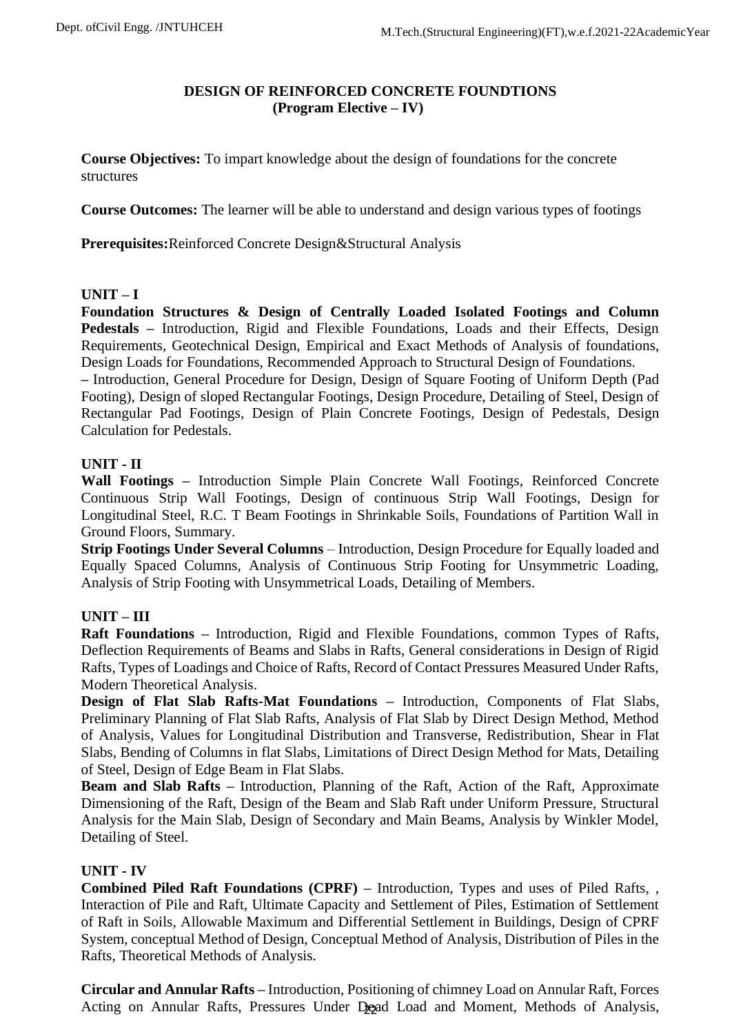## DESIGN OF REINFORCED CONCRETE FOUNDTIONS
### (Program Elective – IV)

**Course Objectives:** To impart knowledge about the design of foundations for the concrete structures

**Course Outcomes:** The learner will be able to understand and design various types of footings

**Prerequisites:**Reinforced Concrete Design&Structural Analysis

**UNIT – I**

**Foundation Structures & Design of Centrally Loaded Isolated Footings and Column Pedestals –** Introduction, Rigid and Flexible Foundations, Loads and their Effects, Design Requirements, Geotechnical Design, Empirical and Exact Methods of Analysis of foundations, Design Loads for Foundations, Recommended Approach to Structural Design of Foundations.
– Introduction, General Procedure for Design, Design of Square Footing of Uniform Depth (Pad Footing), Design of sloped Rectangular Footings, Design Procedure, Detailing of Steel, Design of Rectangular Pad Footings, Design of Plain Concrete Footings, Design of Pedestals, Design Calculation for Pedestals.

**UNIT - II**

**Wall Footings –** Introduction Simple Plain Concrete Wall Footings, Reinforced Concrete Continuous Strip Wall Footings, Design of continuous Strip Wall Footings, Design for Longitudinal Steel, R.C. T Beam Footings in Shrinkable Soils, Foundations of Partition Wall in Ground Floors, Summary.

**Strip Footings Under Several Columns** – Introduction, Design Procedure for Equally loaded and Equally Spaced Columns, Analysis of Continuous Strip Footing for Unsymmetric Loading, Analysis of Strip Footing with Unsymmetrical Loads, Detailing of Members.

**UNIT – III**

**Raft Foundations –** Introduction, Rigid and Flexible Foundations, common Types of Rafts, Deflection Requirements of Beams and Slabs in Rafts, General considerations in Design of Rigid Rafts, Types of Loadings and Choice of Rafts, Record of Contact Pressures Measured Under Rafts, Modern Theoretical Analysis.

**Design of Flat Slab Rafts-Mat Foundations –** Introduction, Components of Flat Slabs, Preliminary Planning of Flat Slab Rafts, Analysis of Flat Slab by Direct Design Method, Method of Analysis, Values for Longitudinal Distribution and Transverse, Redistribution, Shear in Flat Slabs, Bending of Columns in flat Slabs, Limitations of Direct Design Method for Mats, Detailing of Steel, Design of Edge Beam in Flat Slabs.

**Beam and Slab Rafts –** Introduction, Planning of the Raft, Action of the Raft, Approximate Dimensioning of the Raft, Design of the Beam and Slab Raft under Uniform Pressure, Structural Analysis for the Main Slab, Design of Secondary and Main Beams, Analysis by Winkler Model, Detailing of Steel.

**UNIT - IV**

**Combined Piled Raft Foundations (CPRF) –** Introduction, Types and uses of Piled Rafts, , Interaction of Pile and Raft, Ultimate Capacity and Settlement of Piles, Estimation of Settlement of Raft in Soils, Allowable Maximum and Differential Settlement in Buildings, Design of CPRF System, conceptual Method of Design, Conceptual Method of Analysis, Distribution of Piles in the Rafts, Theoretical Methods of Analysis.

**Circular and Annular Rafts –** Introduction, Positioning of chimney Load on Annular Raft, Forces Acting on Annular Rafts, Pressures Under Dead Load and Moment, Methods of Analysis,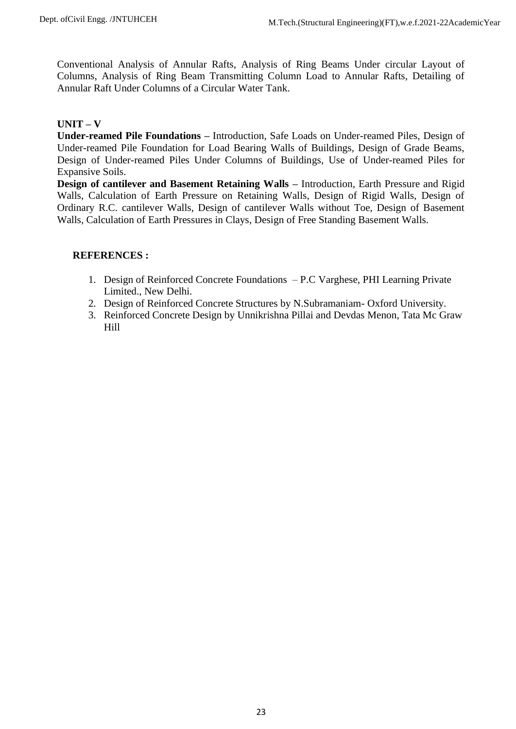Conventional Analysis of Annular Rafts, Analysis of Ring Beams Under circular Layout of Columns, Analysis of Ring Beam Transmitting Column Load to Annular Rafts, Detailing of Annular Raft Under Columns of a Circular Water Tank.

**UNIT – V**

**Under-reamed Pile Foundations –** Introduction, Safe Loads on Under-reamed Piles, Design of Under-reamed Pile Foundation for Load Bearing Walls of Buildings, Design of Grade Beams, Design of Under-reamed Piles Under Columns of Buildings, Use of Under-reamed Piles for Expansive Soils.

**Design of cantilever and Basement Retaining Walls –** Introduction, Earth Pressure and Rigid Walls, Calculation of Earth Pressure on Retaining Walls, Design of Rigid Walls, Design of Ordinary R.C. cantilever Walls, Design of cantilever Walls without Toe, Design of Basement Walls, Calculation of Earth Pressures in Clays, Design of Free Standing Basement Walls.

**REFERENCES :**

1. Design of Reinforced Concrete Foundations – P.C Varghese, PHI Learning Private Limited., New Delhi.
2. Design of Reinforced Concrete Structures by N.Subramaniam- Oxford University.
3. Reinforced Concrete Design by Unnikrishna Pillai and Devdas Menon, Tata Mc Graw Hill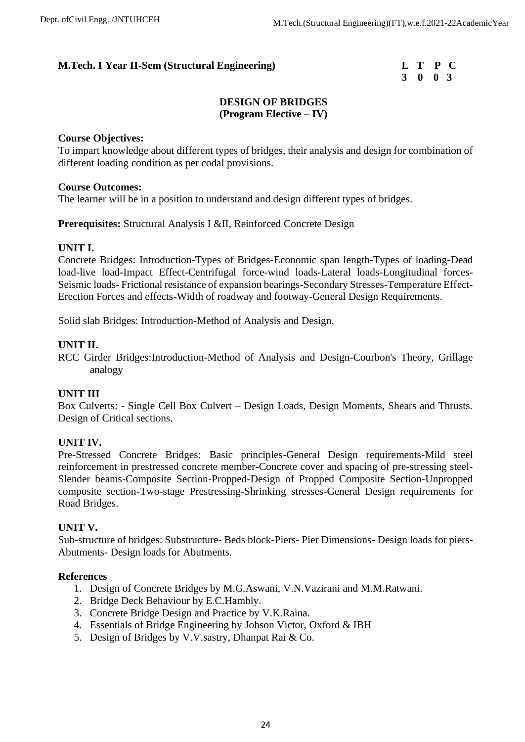**M.Tech. I Year II-Sem (Structural Engineering)**

| L | T | P | C |
|---|---|---|---|
| 3 | 0 | 0 | 3 |

## DESIGN OF BRIDGES
### (Program Elective – IV)

**Course Objectives:**
To impart knowledge about different types of bridges, their analysis and design for combination of different loading condition as per codal provisions.

**Course Outcomes:**
The learner will be in a position to understand and design different types of bridges.

**Prerequisites:** Structural Analysis I &II, Reinforced Concrete Design

**UNIT I.**
Concrete Bridges: Introduction-Types of Bridges-Economic span length-Types of loading-Dead load-live load-Impact Effect-Centrifugal force-wind loads-Lateral loads-Longitudinal forces-Seismic loads- Frictional resistance of expansion bearings-Secondary Stresses-Temperature Effect-Erection Forces and effects-Width of roadway and footway-General Design Requirements.

Solid slab Bridges: Introduction-Method of Analysis and Design.

**UNIT II.**
RCC Girder Bridges:Introduction-Method of Analysis and Design-Courbon's Theory, Grillage analogy

**UNIT III**
Box Culverts: - Single Cell Box Culvert – Design Loads, Design Moments, Shears and Thrusts. Design of Critical sections.

**UNIT IV.**
Pre-Stressed Concrete Bridges: Basic principles-General Design requirements-Mild steel reinforcement in prestressed concrete member-Concrete cover and spacing of pre-stressing steel-Slender beams-Composite Section-Propped-Design of Propped Composite Section-Unpropped composite section-Two-stage Prestressing-Shrinking stresses-General Design requirements for Road Bridges.

**UNIT V.**
Sub-structure of bridges: Substructure- Beds block-Piers- Pier Dimensions- Design loads for piers-Abutments- Design loads for Abutments.

**References**
1. Design of Concrete Bridges by M.G.Aswani, V.N.Vazirani and M.M.Ratwani.
2. Bridge Deck Behaviour by E.C.Hambly.
3. Concrete Bridge Design and Practice by V.K.Raina.
4. Essentials of Bridge Engineering by Johson Victor, Oxford & IBH
5. Design of Bridges by V.V.sastry, Dhanpat Rai & Co.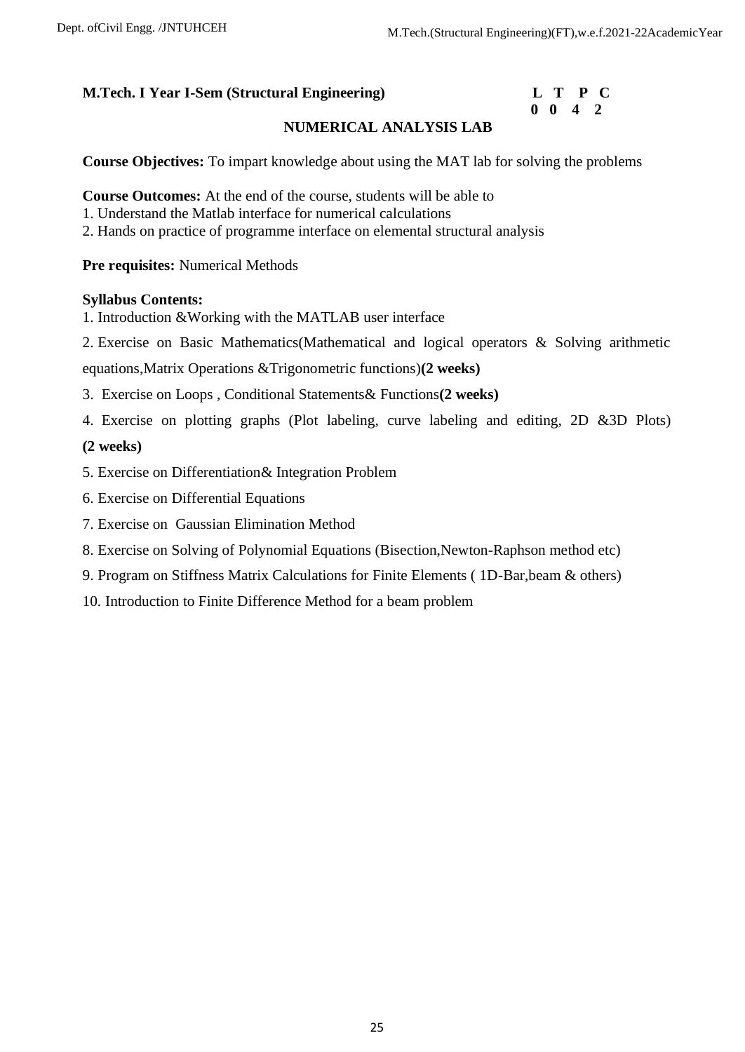**M.Tech. I Year I-Sem (Structural Engineering)** **L T P C**
**0 0 4 2**

## NUMERICAL ANALYSIS LAB

**Course Objectives:** To impart knowledge about using the MAT lab for solving the problems

**Course Outcomes:** At the end of the course, students will be able to

1. Understand the Matlab interface for numerical calculations
2. Hands on practice of programme interface on elemental structural analysis

**Pre requisites:** Numerical Methods

**Syllabus Contents:**

1. Introduction &Working with the MATLAB user interface
2. Exercise on Basic Mathematics(Mathematical and logical operators & Solving arithmetic equations,Matrix Operations &Trigonometric functions)**(2 weeks)**
3. Exercise on Loops , Conditional Statements& Functions**(2 weeks)**
4. Exercise on plotting graphs (Plot labeling, curve labeling and editing, 2D &3D Plots) **(2 weeks)**
5. Exercise on Differentiation& Integration Problem
6. Exercise on Differential Equations
7. Exercise on Gaussian Elimination Method
8. Exercise on Solving of Polynomial Equations (Bisection,Newton-Raphson method etc)
9. Program on Stiffness Matrix Calculations for Finite Elements ( 1D-Bar,beam & others)
10. Introduction to Finite Difference Method for a beam problem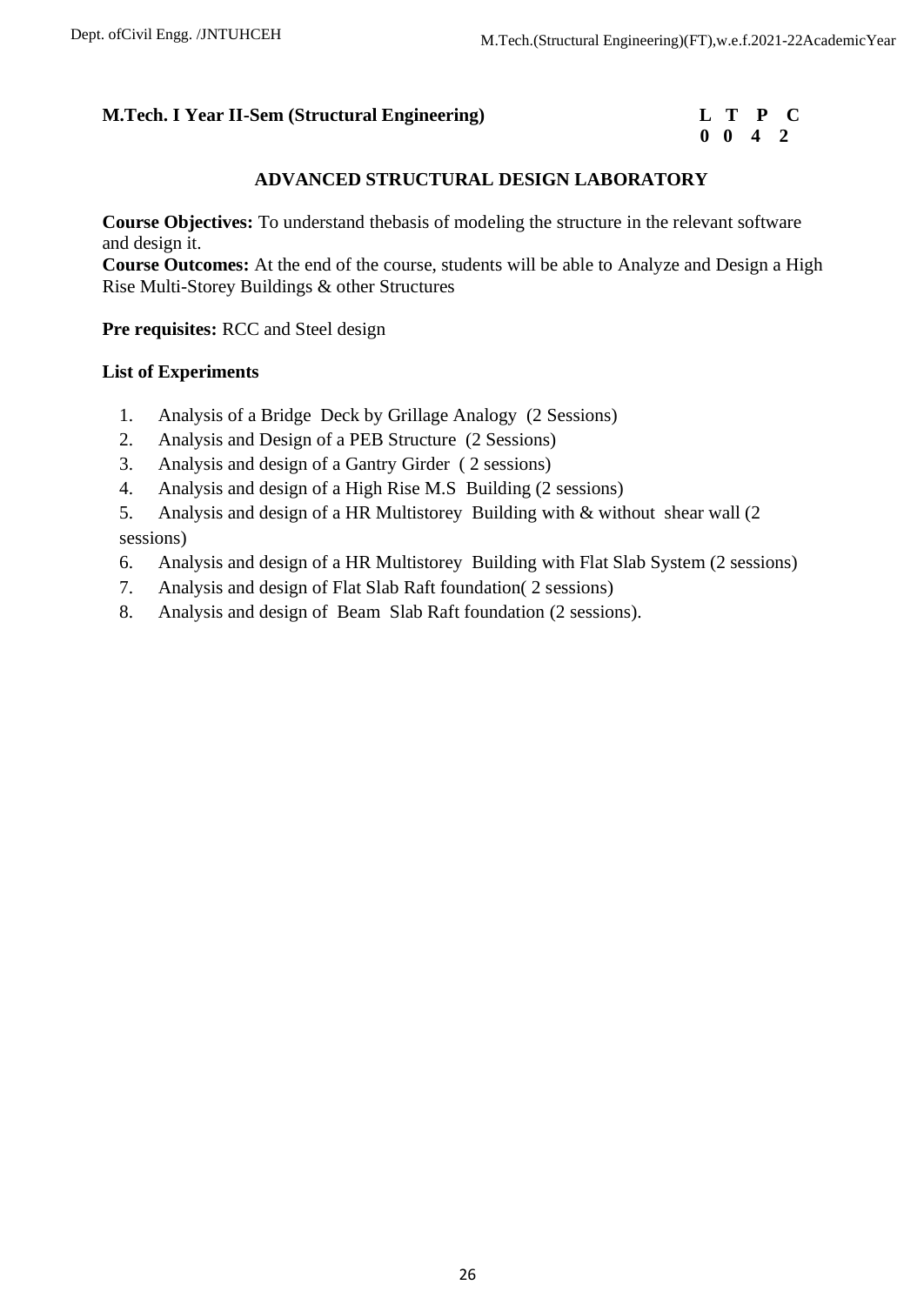**M.Tech. I Year II-Sem (Structural Engineering)**

| L | T | P | C |
|---|---|---|---|
| 0 | 0 | 4 | 2 |

## ADVANCED STRUCTURAL DESIGN LABORATORY

**Course Objectives:** To understand thebasis of modeling the structure in the relevant software and design it.

**Course Outcomes:** At the end of the course, students will be able to Analyze and Design a High Rise Multi-Storey Buildings & other Structures

**Pre requisites:** RCC and Steel design

**List of Experiments**

1. Analysis of a Bridge Deck by Grillage Analogy (2 Sessions)
2. Analysis and Design of a PEB Structure (2 Sessions)
3. Analysis and design of a Gantry Girder ( 2 sessions)
4. Analysis and design of a High Rise M.S Building (2 sessions)
5. Analysis and design of a HR Multistorey Building with & without shear wall (2 sessions)
6. Analysis and design of a HR Multistorey Building with Flat Slab System (2 sessions)
7. Analysis and design of Flat Slab Raft foundation( 2 sessions)
8. Analysis and design of Beam Slab Raft foundation (2 sessions).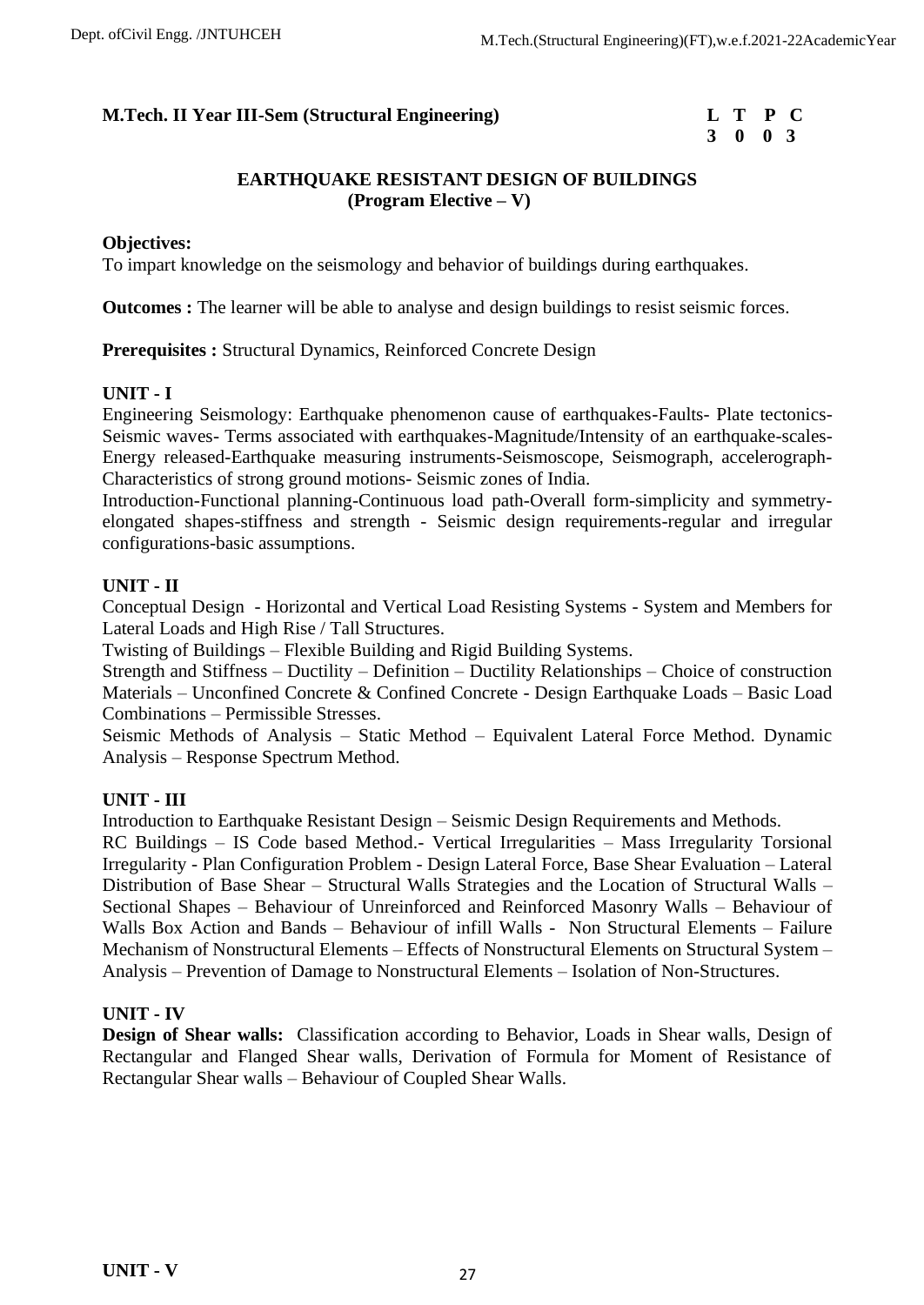**M.Tech. II Year III-Sem (Structural Engineering)**

| L | T | P | C |
|---|---|---|---|
| 3 | 0 | 0 | 3 |

## EARTHQUAKE RESISTANT DESIGN OF BUILDINGS
### (Program Elective – V)

**Objectives:**
To impart knowledge on the seismology and behavior of buildings during earthquakes.

**Outcomes :** The learner will be able to analyse and design buildings to resist seismic forces.

**Prerequisites :** Structural Dynamics, Reinforced Concrete Design

### UNIT - I

Engineering Seismology: Earthquake phenomenon cause of earthquakes-Faults- Plate tectonics-Seismic waves- Terms associated with earthquakes-Magnitude/Intensity of an earthquake-scales-Energy released-Earthquake measuring instruments-Seismoscope, Seismograph, accelerograph-Characteristics of strong ground motions- Seismic zones of India.

Introduction-Functional planning-Continuous load path-Overall form-simplicity and symmetry-elongated shapes-stiffness and strength - Seismic design requirements-regular and irregular configurations-basic assumptions.

### UNIT - II

Conceptual Design - Horizontal and Vertical Load Resisting Systems - System and Members for Lateral Loads and High Rise / Tall Structures.

Twisting of Buildings – Flexible Building and Rigid Building Systems.

Strength and Stiffness – Ductility – Definition – Ductility Relationships – Choice of construction Materials – Unconfined Concrete & Confined Concrete - Design Earthquake Loads – Basic Load Combinations – Permissible Stresses.

Seismic Methods of Analysis – Static Method – Equivalent Lateral Force Method. Dynamic Analysis – Response Spectrum Method.

### UNIT - III

Introduction to Earthquake Resistant Design – Seismic Design Requirements and Methods.

RC Buildings – IS Code based Method.- Vertical Irregularities – Mass Irregularity Torsional Irregularity - Plan Configuration Problem - Design Lateral Force, Base Shear Evaluation – Lateral Distribution of Base Shear – Structural Walls Strategies and the Location of Structural Walls – Sectional Shapes – Behaviour of Unreinforced and Reinforced Masonry Walls – Behaviour of Walls Box Action and Bands – Behaviour of infill Walls - Non Structural Elements – Failure Mechanism of Nonstructural Elements – Effects of Nonstructural Elements on Structural System – Analysis – Prevention of Damage to Nonstructural Elements – Isolation of Non-Structures.

### UNIT - IV

**Design of Shear walls:** Classification according to Behavior, Loads in Shear walls, Design of Rectangular and Flanged Shear walls, Derivation of Formula for Moment of Resistance of Rectangular Shear walls – Behaviour of Coupled Shear Walls.

### UNIT - V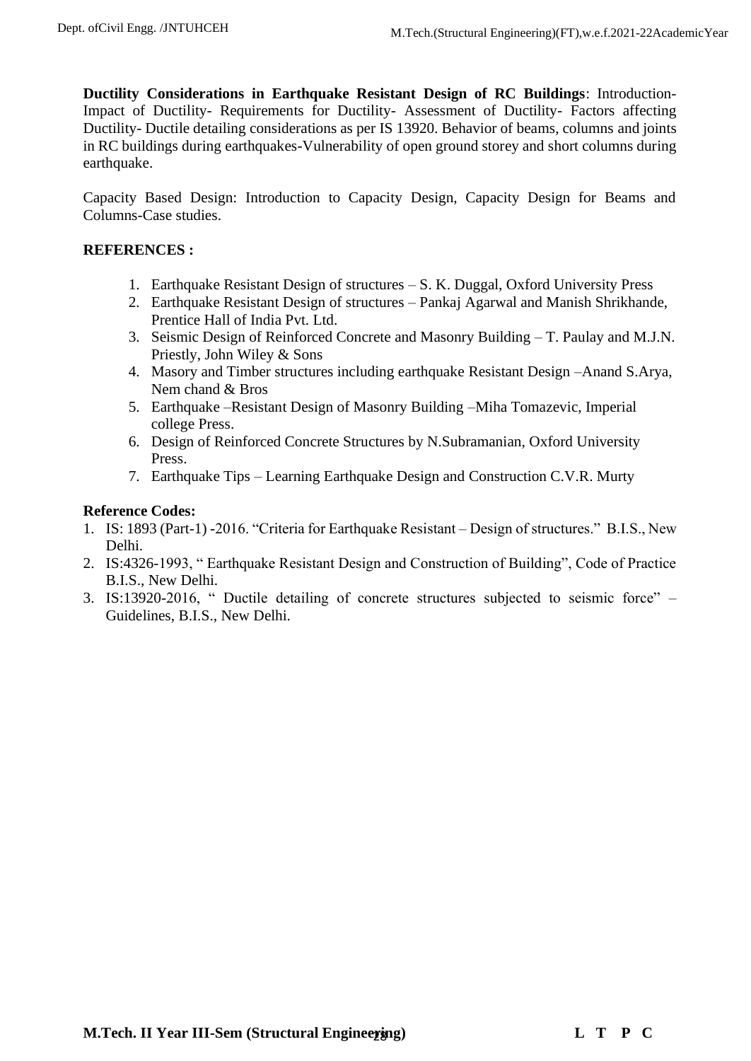**Ductility Considerations in Earthquake Resistant Design of RC Buildings**: Introduction- Impact of Ductility- Requirements for Ductility- Assessment of Ductility- Factors affecting Ductility- Ductile detailing considerations as per IS 13920. Behavior of beams, columns and joints in RC buildings during earthquakes-Vulnerability of open ground storey and short columns during earthquake.

Capacity Based Design: Introduction to Capacity Design, Capacity Design for Beams and Columns-Case studies.

**REFERENCES :**

1. Earthquake Resistant Design of structures – S. K. Duggal, Oxford University Press
2. Earthquake Resistant Design of structures – Pankaj Agarwal and Manish Shrikhande, Prentice Hall of India Pvt. Ltd.
3. Seismic Design of Reinforced Concrete and Masonry Building – T. Paulay and M.J.N. Priestly, John Wiley & Sons
4. Masory and Timber structures including earthquake Resistant Design –Anand S.Arya, Nem chand & Bros
5. Earthquake –Resistant Design of Masonry Building –Miha Tomazevic, Imperial college Press.
6. Design of Reinforced Concrete Structures by N.Subramanian, Oxford University Press.
7. Earthquake Tips – Learning Earthquake Design and Construction C.V.R. Murty

**Reference Codes:**

1. IS: 1893 (Part-1) -2016. "Criteria for Earthquake Resistant – Design of structures." B.I.S., New Delhi.
2. IS:4326-1993, " Earthquake Resistant Design and Construction of Building", Code of Practice B.I.S., New Delhi.
3. IS:13920-2016, " Ductile detailing of concrete structures subjected to seismic force" – Guidelines, B.I.S., New Delhi.

**M.Tech. II Year III-Sem (Structural Engineering)** **L T P C**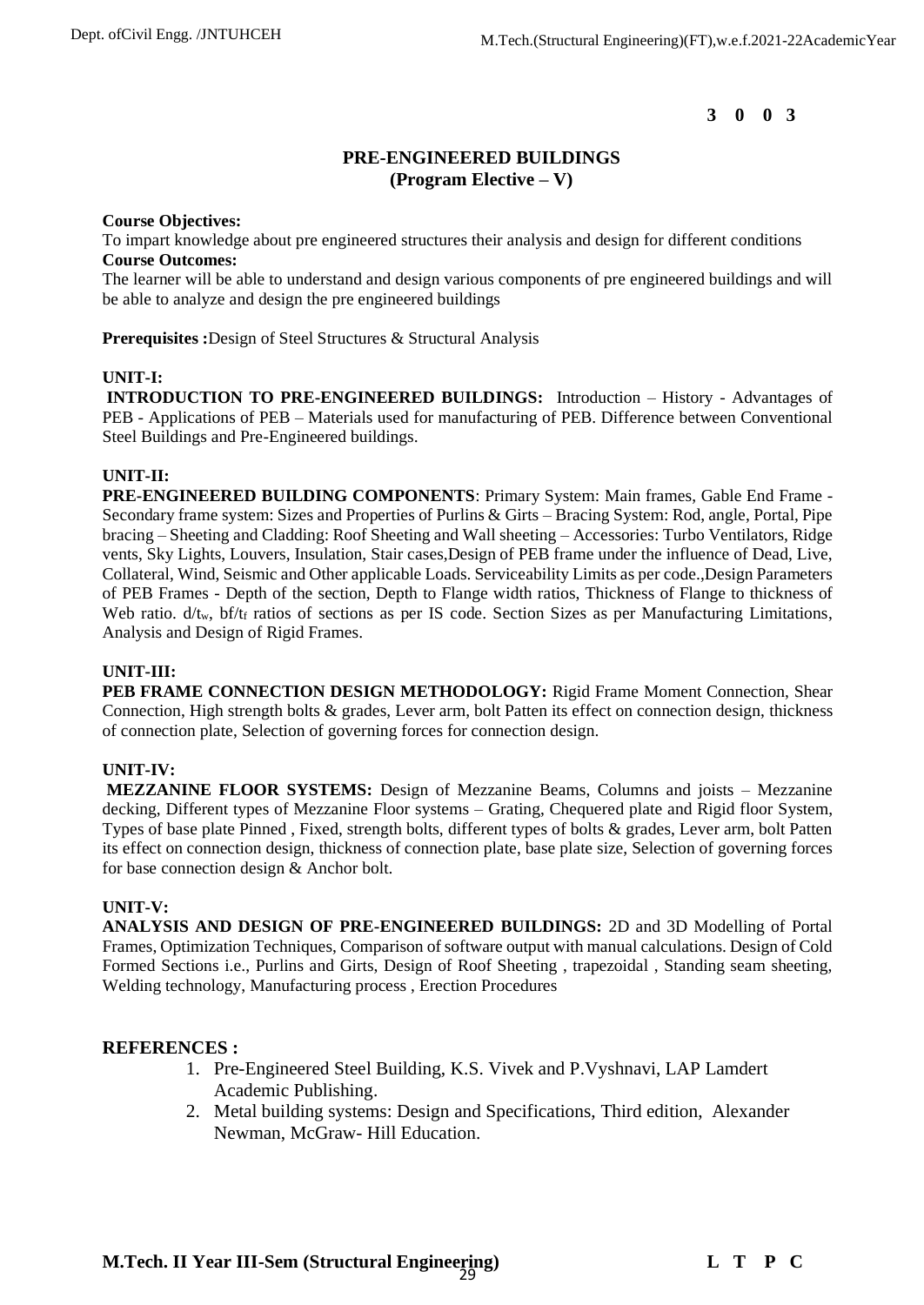**3 0 0 3**

# PRE-ENGINEERED BUILDINGS
## (Program Elective – V)

**Course Objectives:**
To impart knowledge about pre engineered structures their analysis and design for different conditions
**Course Outcomes:**
The learner will be able to understand and design various components of pre engineered buildings and will be able to analyze and design the pre engineered buildings

**Prerequisites :**Design of Steel Structures & Structural Analysis

**UNIT-I:**
**INTRODUCTION TO PRE-ENGINEERED BUILDINGS:** Introduction – History - Advantages of PEB - Applications of PEB – Materials used for manufacturing of PEB. Difference between Conventional Steel Buildings and Pre-Engineered buildings.

**UNIT-II:**
**PRE-ENGINEERED BUILDING COMPONENTS**: Primary System: Main frames, Gable End Frame - Secondary frame system: Sizes and Properties of Purlins & Girts – Bracing System: Rod, angle, Portal, Pipe bracing – Sheeting and Cladding: Roof Sheeting and Wall sheeting – Accessories: Turbo Ventilators, Ridge vents, Sky Lights, Louvers, Insulation, Stair cases,Design of PEB frame under the influence of Dead, Live, Collateral, Wind, Seismic and Other applicable Loads. Serviceability Limits as per code.,Design Parameters of PEB Frames - Depth of the section, Depth to Flange width ratios, Thickness of Flange to thickness of Web ratio. $d/t_w$, $bf/t_f$ ratios of sections as per IS code. Section Sizes as per Manufacturing Limitations, Analysis and Design of Rigid Frames.

**UNIT-III:**
**PEB FRAME CONNECTION DESIGN METHODOLOGY:** Rigid Frame Moment Connection, Shear Connection, High strength bolts & grades, Lever arm, bolt Patten its effect on connection design, thickness of connection plate, Selection of governing forces for connection design.

**UNIT-IV:**
**MEZZANINE FLOOR SYSTEMS:** Design of Mezzanine Beams, Columns and joists – Mezzanine decking, Different types of Mezzanine Floor systems – Grating, Chequered plate and Rigid floor System, Types of base plate Pinned , Fixed, strength bolts, different types of bolts & grades, Lever arm, bolt Patten its effect on connection design, thickness of connection plate, base plate size, Selection of governing forces for base connection design & Anchor bolt.

**UNIT-V:**
**ANALYSIS AND DESIGN OF PRE-ENGINEERED BUILDINGS:** 2D and 3D Modelling of Portal Frames, Optimization Techniques, Comparison of software output with manual calculations. Design of Cold Formed Sections i.e., Purlins and Girts, Design of Roof Sheeting , trapezoidal , Standing seam sheeting, Welding technology, Manufacturing process , Erection Procedures

## REFERENCES :

1. Pre-Engineered Steel Building, K.S. Vivek and P.Vyshnavi, LAP Lamdert Academic Publishing.
2. Metal building systems: Design and Specifications, Third edition, Alexander Newman, McGraw- Hill Education.

**M.Tech. II Year III-Sem (Structural Engineering)** **L T P C**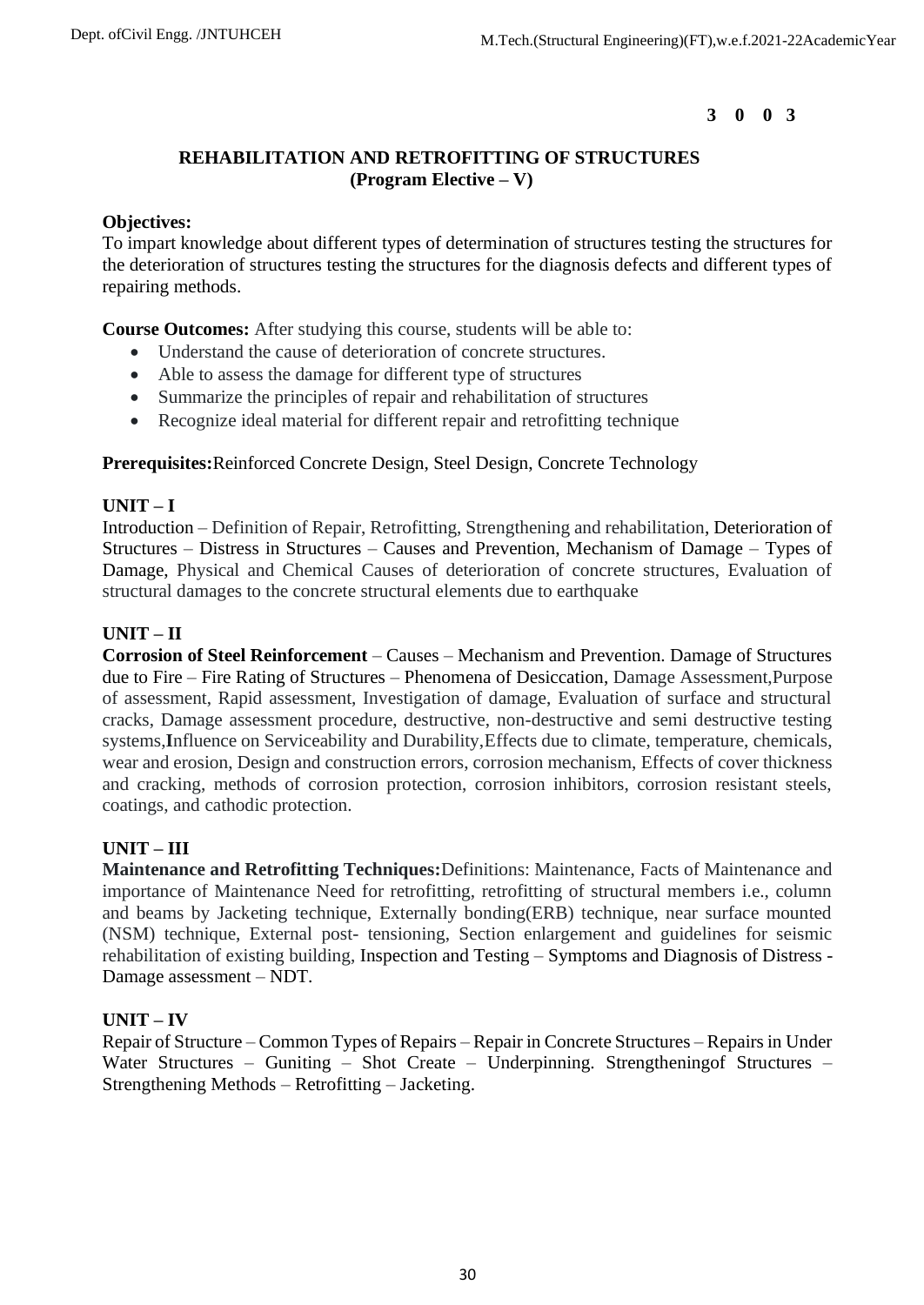**3 0 0 3**

## REHABILITATION AND RETROFITTING OF STRUCTURES
## (Program Elective – V)

**Objectives:**
To impart knowledge about different types of determination of structures testing the structures for the deterioration of structures testing the structures for the diagnosis defects and different types of repairing methods.

**Course Outcomes:** After studying this course, students will be able to:

- Understand the cause of deterioration of concrete structures.
- Able to assess the damage for different type of structures
- Summarize the principles of repair and rehabilitation of structures
- Recognize ideal material for different repair and retrofitting technique

**Prerequisites:**Reinforced Concrete Design, Steel Design, Concrete Technology

### UNIT – I

Introduction – Definition of Repair, Retrofitting, Strengthening and rehabilitation, Deterioration of Structures – Distress in Structures – Causes and Prevention, Mechanism of Damage – Types of Damage, Physical and Chemical Causes of deterioration of concrete structures, Evaluation of structural damages to the concrete structural elements due to earthquake

### UNIT – II

**Corrosion of Steel Reinforcement** – Causes – Mechanism and Prevention. Damage of Structures due to Fire – Fire Rating of Structures – Phenomena of Desiccation, Damage Assessment,Purpose of assessment, Rapid assessment, Investigation of damage, Evaluation of surface and structural cracks, Damage assessment procedure, destructive, non-destructive and semi destructive testing systems,**I**nfluence on Serviceability and Durability,Effects due to climate, temperature, chemicals, wear and erosion, Design and construction errors, corrosion mechanism, Effects of cover thickness and cracking, methods of corrosion protection, corrosion inhibitors, corrosion resistant steels, coatings, and cathodic protection.

### UNIT – III

**Maintenance and Retrofitting Techniques:**Definitions: Maintenance, Facts of Maintenance and importance of Maintenance Need for retrofitting, retrofitting of structural members i.e., column and beams by Jacketing technique, Externally bonding(ERB) technique, near surface mounted (NSM) technique, External post- tensioning, Section enlargement and guidelines for seismic rehabilitation of existing building, Inspection and Testing – Symptoms and Diagnosis of Distress - Damage assessment – NDT.

### UNIT – IV

Repair of Structure – Common Types of Repairs – Repair in Concrete Structures – Repairs in Under Water Structures – Guniting – Shot Create – Underpinning. Strengtheningof Structures – Strengthening Methods – Retrofitting – Jacketing.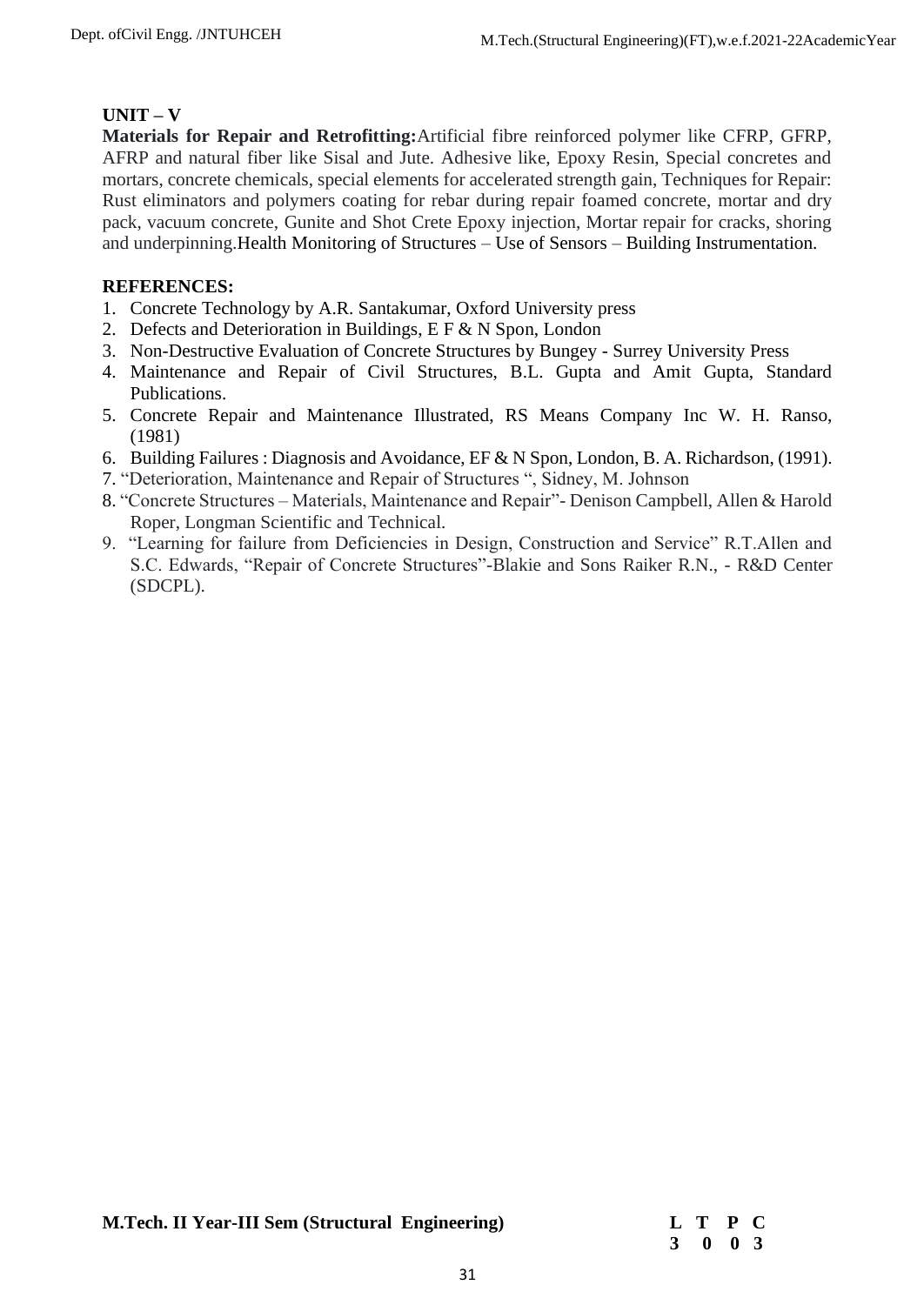**UNIT – V**

**Materials for Repair and Retrofitting:**Artificial fibre reinforced polymer like CFRP, GFRP, AFRP and natural fiber like Sisal and Jute. Adhesive like, Epoxy Resin, Special concretes and mortars, concrete chemicals, special elements for accelerated strength gain, Techniques for Repair: Rust eliminators and polymers coating for rebar during repair foamed concrete, mortar and dry pack, vacuum concrete, Gunite and Shot Crete Epoxy injection, Mortar repair for cracks, shoring and underpinning.Health Monitoring of Structures – Use of Sensors – Building Instrumentation.

**REFERENCES:**

1. Concrete Technology by A.R. Santakumar, Oxford University press
2. Defects and Deterioration in Buildings, E F & N Spon, London
3. Non-Destructive Evaluation of Concrete Structures by Bungey - Surrey University Press
4. Maintenance and Repair of Civil Structures, B.L. Gupta and Amit Gupta, Standard Publications.
5. Concrete Repair and Maintenance Illustrated, RS Means Company Inc W. H. Ranso, (1981)
6. Building Failures : Diagnosis and Avoidance, EF & N Spon, London, B. A. Richardson, (1991).
7. "Deterioration, Maintenance and Repair of Structures ", Sidney, M. Johnson
8. "Concrete Structures – Materials, Maintenance and Repair"- Denison Campbell, Allen & Harold Roper, Longman Scientific and Technical.
9. "Learning for failure from Deficiencies in Design, Construction and Service" R.T.Allen and S.C. Edwards, "Repair of Concrete Structures"-Blakie and Sons Raiker R.N., - R&D Center (SDCPL).

**M.Tech. II Year-III Sem (Structural Engineering)**

| L | T | P | C |
|---|---|---|---|
| 3 | 0 | 0 | 3 |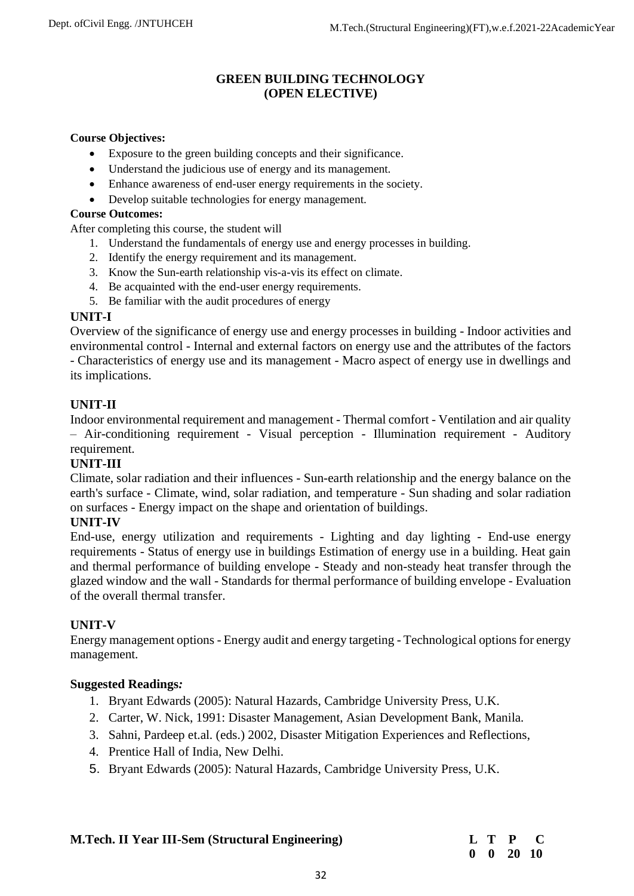## GREEN BUILDING TECHNOLOGY
## (OPEN ELECTIVE)

**Course Objectives:**

- Exposure to the green building concepts and their significance.
- Understand the judicious use of energy and its management.
- Enhance awareness of end-user energy requirements in the society.
- Develop suitable technologies for energy management.

**Course Outcomes:**

After completing this course, the student will

1. Understand the fundamentals of energy use and energy processes in building.
2. Identify the energy requirement and its management.
3. Know the Sun-earth relationship vis-a-vis its effect on climate.
4. Be acquainted with the end-user energy requirements.
5. Be familiar with the audit procedures of energy

**UNIT-I**

Overview of the significance of energy use and energy processes in building - Indoor activities and environmental control - Internal and external factors on energy use and the attributes of the factors - Characteristics of energy use and its management - Macro aspect of energy use in dwellings and its implications.

**UNIT-II**

Indoor environmental requirement and management - Thermal comfort - Ventilation and air quality – Air-conditioning requirement - Visual perception - Illumination requirement - Auditory requirement.

**UNIT-III**

Climate, solar radiation and their influences - Sun-earth relationship and the energy balance on the earth's surface - Climate, wind, solar radiation, and temperature - Sun shading and solar radiation on surfaces - Energy impact on the shape and orientation of buildings.

**UNIT-IV**

End-use, energy utilization and requirements - Lighting and day lighting - End-use energy requirements - Status of energy use in buildings Estimation of energy use in a building. Heat gain and thermal performance of building envelope - Steady and non-steady heat transfer through the glazed window and the wall - Standards for thermal performance of building envelope - Evaluation of the overall thermal transfer.

**UNIT-V**

Energy management options - Energy audit and energy targeting - Technological options for energy management.

**Suggested Readings*:***

1. Bryant Edwards (2005): Natural Hazards, Cambridge University Press, U.K.
2. Carter, W. Nick, 1991: Disaster Management, Asian Development Bank, Manila.
3. Sahni, Pardeep et.al. (eds.) 2002, Disaster Mitigation Experiences and Reflections,
4. Prentice Hall of India, New Delhi.
5. Bryant Edwards (2005): Natural Hazards, Cambridge University Press, U.K.

**M.Tech. II Year III-Sem (Structural Engineering)**

| L | T | P | C |
|---|---|---|---|
| 0 | 0 | 20 | 10 |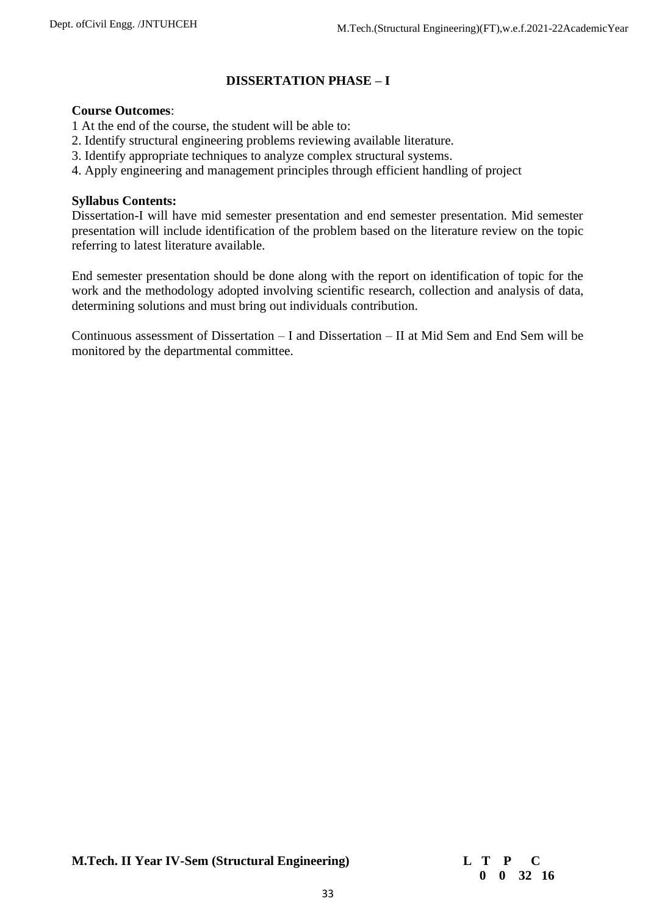## DISSERTATION PHASE – I

**Course Outcomes**:

1 At the end of the course, the student will be able to:
2. Identify structural engineering problems reviewing available literature.
3. Identify appropriate techniques to analyze complex structural systems.
4. Apply engineering and management principles through efficient handling of project

**Syllabus Contents:**

Dissertation-I will have mid semester presentation and end semester presentation. Mid semester presentation will include identification of the problem based on the literature review on the topic referring to latest literature available.

End semester presentation should be done along with the report on identification of topic for the work and the methodology adopted involving scientific research, collection and analysis of data, determining solutions and must bring out individuals contribution.

Continuous assessment of Dissertation – I and Dissertation – II at Mid Sem and End Sem will be monitored by the departmental committee.

**M.Tech. II Year IV-Sem (Structural Engineering)**

| L | T | P | C |
|---|---|---|---|
| 0 | 0 | 32 | 16 |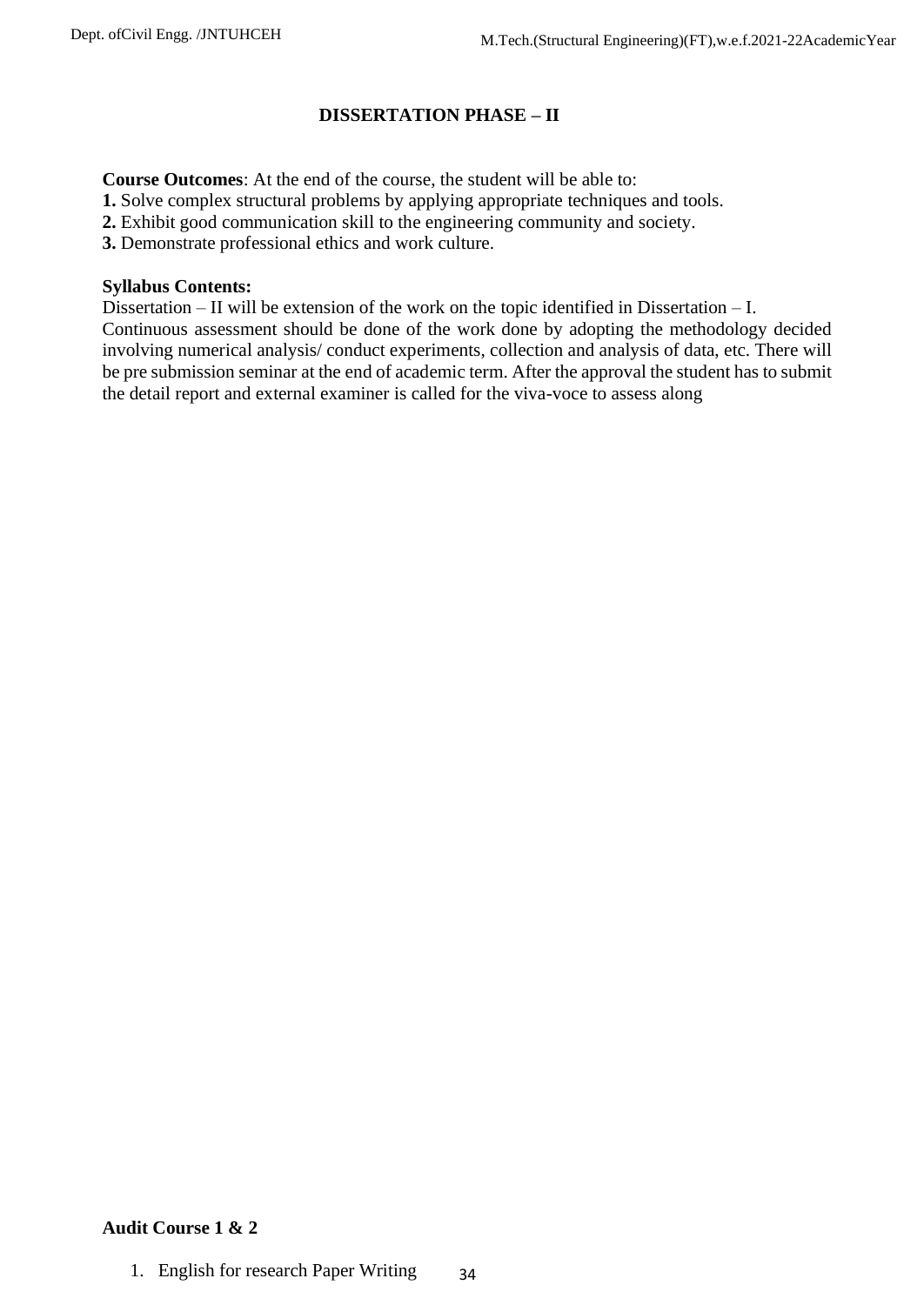## DISSERTATION PHASE – II

**Course Outcomes**: At the end of the course, the student will be able to:

**1.** Solve complex structural problems by applying appropriate techniques and tools.
**2.** Exhibit good communication skill to the engineering community and society.
**3.** Demonstrate professional ethics and work culture.

**Syllabus Contents:**

Dissertation – II will be extension of the work on the topic identified in Dissertation – I.
Continuous assessment should be done of the work done by adopting the methodology decided involving numerical analysis/ conduct experiments, collection and analysis of data, etc. There will be pre submission seminar at the end of academic term. After the approval the student has to submit the detail report and external examiner is called for the viva-voce to assess along

**Audit Course 1 & 2**

1. English for research Paper Writing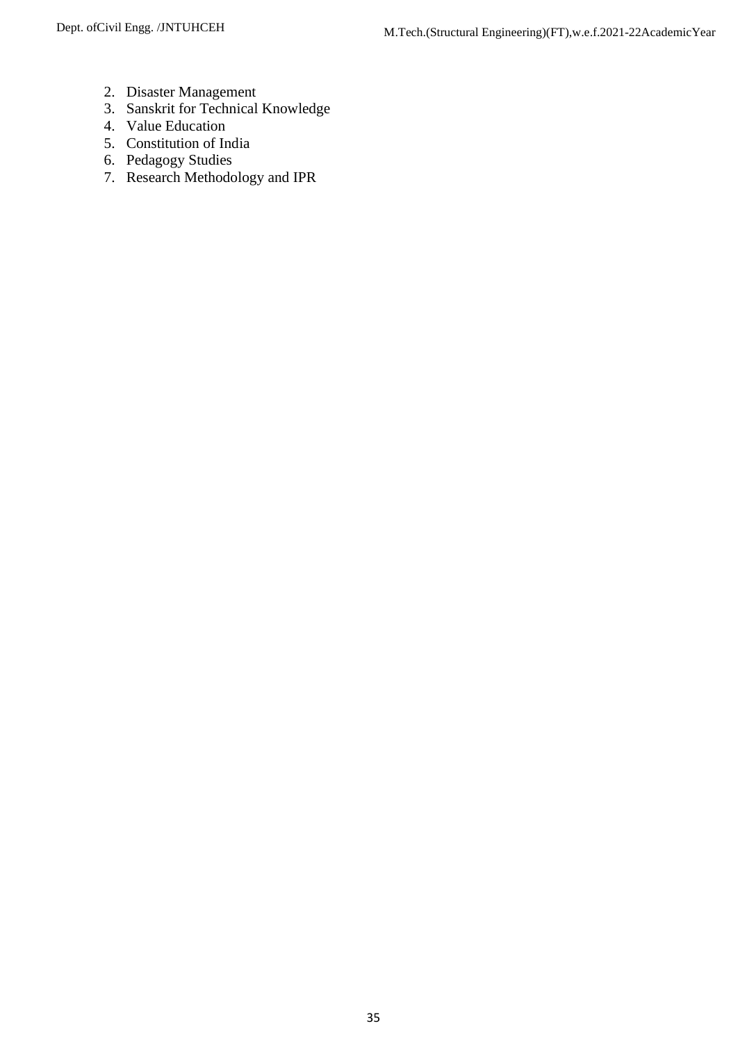2. Disaster Management
3. Sanskrit for Technical Knowledge
4. Value Education
5. Constitution of India
6. Pedagogy Studies
7. Research Methodology and IPR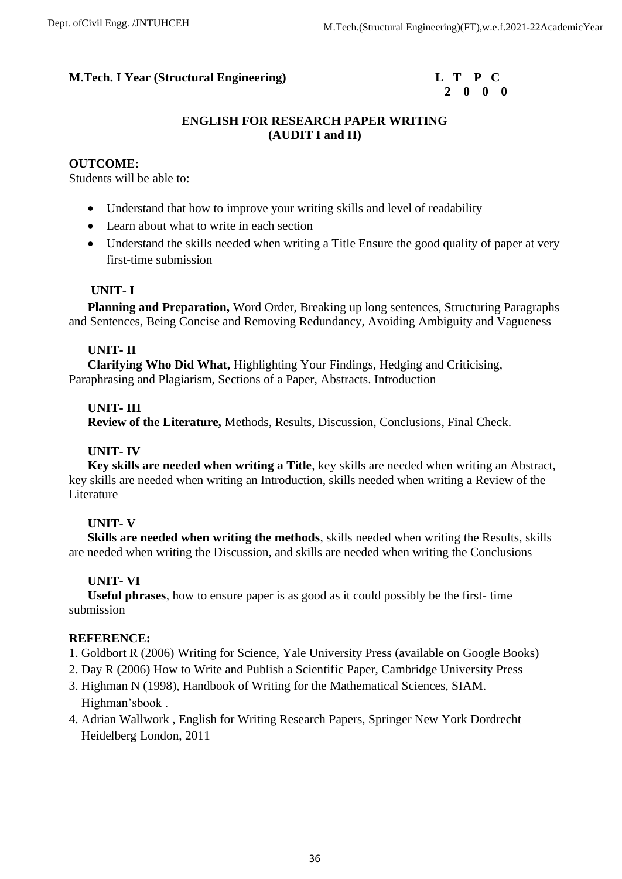**M.Tech. I Year (Structural Engineering)**

| L | T | P | C |
|---|---|---|---|
| 2 | 0 | 0 | 0 |

## ENGLISH FOR RESEARCH PAPER WRITING
## (AUDIT I and II)

**OUTCOME:**

Students will be able to:

- Understand that how to improve your writing skills and level of readability
- Learn about what to write in each section
- Understand the skills needed when writing a Title Ensure the good quality of paper at very first-time submission

### UNIT- I

**Planning and Preparation,** Word Order, Breaking up long sentences, Structuring Paragraphs and Sentences, Being Concise and Removing Redundancy, Avoiding Ambiguity and Vagueness

### UNIT- II

**Clarifying Who Did What,** Highlighting Your Findings, Hedging and Criticising, Paraphrasing and Plagiarism, Sections of a Paper, Abstracts. Introduction

### UNIT- III

**Review of the Literature,** Methods, Results, Discussion, Conclusions, Final Check.

### UNIT- IV

**Key skills are needed when writing a Title**, key skills are needed when writing an Abstract, key skills are needed when writing an Introduction, skills needed when writing a Review of the Literature

### UNIT- V

**Skills are needed when writing the methods**, skills needed when writing the Results, skills are needed when writing the Discussion, and skills are needed when writing the Conclusions

### UNIT- VI

**Useful phrases**, how to ensure paper is as good as it could possibly be the first- time submission

**REFERENCE:**

1. Goldbort R (2006) Writing for Science, Yale University Press (available on Google Books)
2. Day R (2006) How to Write and Publish a Scientific Paper, Cambridge University Press
3. Highman N (1998), Handbook of Writing for the Mathematical Sciences, SIAM. Highman'sbook .
4. Adrian Wallwork , English for Writing Research Papers, Springer New York Dordrecht Heidelberg London, 2011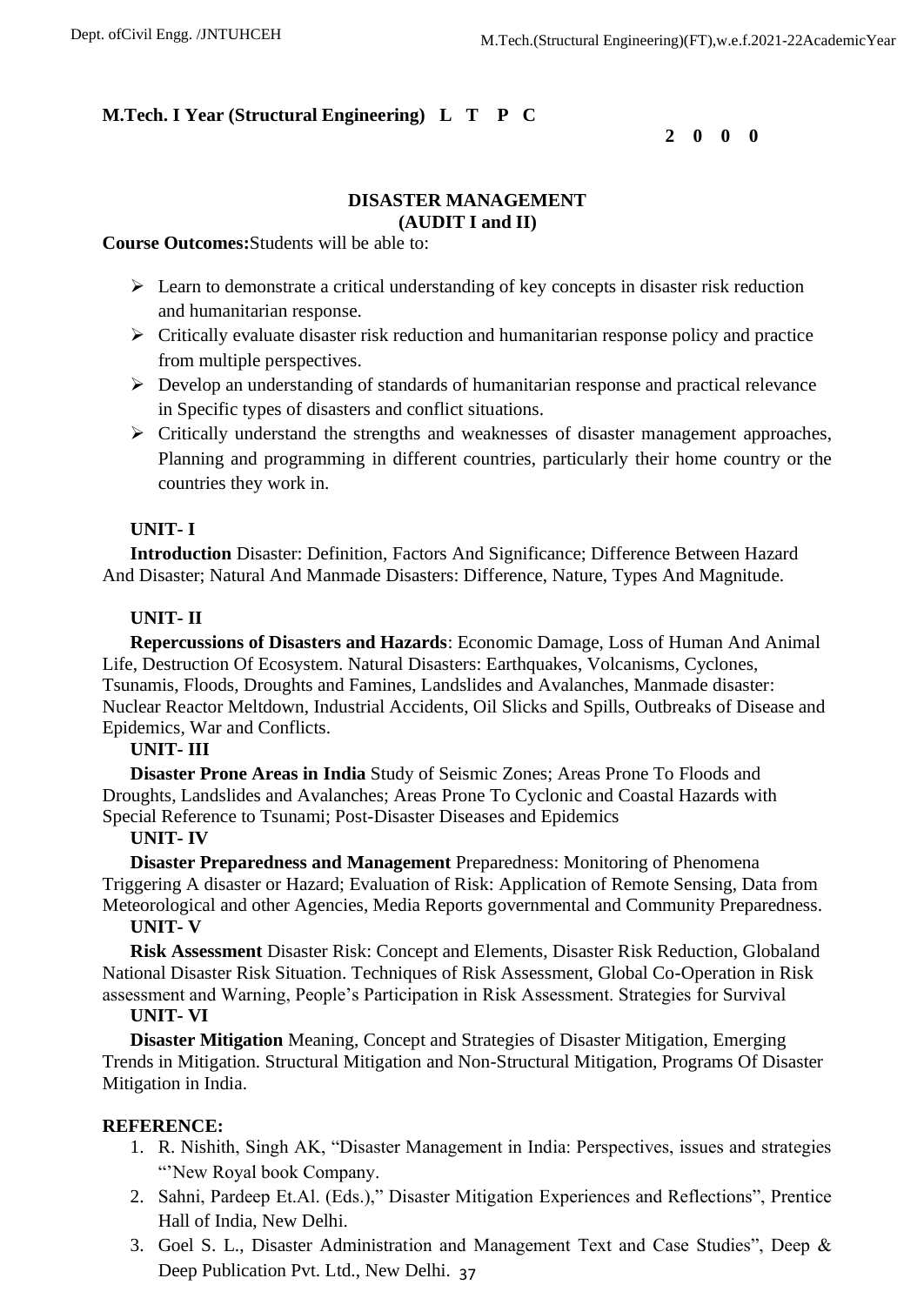**M.Tech. I Year (Structural Engineering) L T P C**

**2 0 0 0**

## DISASTER MANAGEMENT
## (AUDIT I and II)

**Course Outcomes:** Students will be able to:

- Learn to demonstrate a critical understanding of key concepts in disaster risk reduction and humanitarian response.
- Critically evaluate disaster risk reduction and humanitarian response policy and practice from multiple perspectives.
- Develop an understanding of standards of humanitarian response and practical relevance in Specific types of disasters and conflict situations.
- Critically understand the strengths and weaknesses of disaster management approaches, Planning and programming in different countries, particularly their home country or the countries they work in.

**UNIT- I**

**Introduction** Disaster: Definition, Factors And Significance; Difference Between Hazard And Disaster; Natural And Manmade Disasters: Difference, Nature, Types And Magnitude.

**UNIT- II**

**Repercussions of Disasters and Hazards**: Economic Damage, Loss of Human And Animal Life, Destruction Of Ecosystem. Natural Disasters: Earthquakes, Volcanisms, Cyclones, Tsunamis, Floods, Droughts and Famines, Landslides and Avalanches, Manmade disaster: Nuclear Reactor Meltdown, Industrial Accidents, Oil Slicks and Spills, Outbreaks of Disease and Epidemics, War and Conflicts.

**UNIT- III**

**Disaster Prone Areas in India** Study of Seismic Zones; Areas Prone To Floods and Droughts, Landslides and Avalanches; Areas Prone To Cyclonic and Coastal Hazards with Special Reference to Tsunami; Post-Disaster Diseases and Epidemics

**UNIT- IV**

**Disaster Preparedness and Management** Preparedness: Monitoring of Phenomena Triggering A disaster or Hazard; Evaluation of Risk: Application of Remote Sensing, Data from Meteorological and other Agencies, Media Reports governmental and Community Preparedness.

**UNIT- V**

**Risk Assessment** Disaster Risk: Concept and Elements, Disaster Risk Reduction, Globaland National Disaster Risk Situation. Techniques of Risk Assessment, Global Co-Operation in Risk assessment and Warning, People's Participation in Risk Assessment. Strategies for Survival

**UNIT- VI**

**Disaster Mitigation** Meaning, Concept and Strategies of Disaster Mitigation, Emerging Trends in Mitigation. Structural Mitigation and Non-Structural Mitigation, Programs Of Disaster Mitigation in India.

**REFERENCE:**

1. R. Nishith, Singh AK, "Disaster Management in India: Perspectives, issues and strategies "'New Royal book Company.
2. Sahni, Pardeep Et.Al. (Eds.)," Disaster Mitigation Experiences and Reflections", Prentice Hall of India, New Delhi.
3. Goel S. L., Disaster Administration and Management Text and Case Studies", Deep & Deep Publication Pvt. Ltd., New Delhi.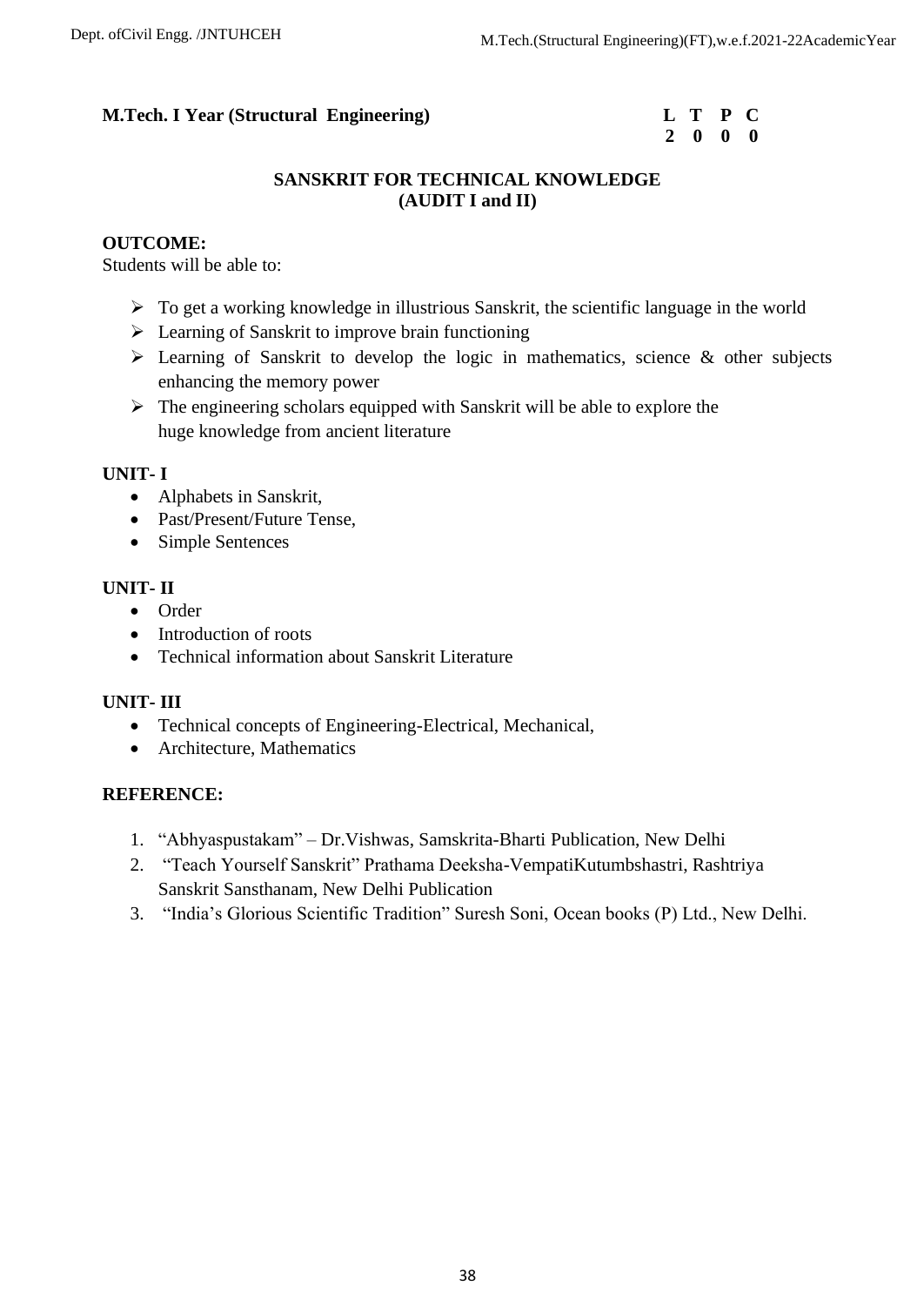**M.Tech. I Year (Structural Engineering)**

| L | T | P | C |
|---|---|---|---|
| 2 | 0 | 0 | 0 |

## SANSKRIT FOR TECHNICAL KNOWLEDGE (AUDIT I and II)

**OUTCOME:**

Students will be able to:

- To get a working knowledge in illustrious Sanskrit, the scientific language in the world
- Learning of Sanskrit to improve brain functioning
- Learning of Sanskrit to develop the logic in mathematics, science & other subjects enhancing the memory power
- The engineering scholars equipped with Sanskrit will be able to explore the huge knowledge from ancient literature

**UNIT- I**

- Alphabets in Sanskrit,
- Past/Present/Future Tense,
- Simple Sentences

**UNIT- II**

- Order
- Introduction of roots
- Technical information about Sanskrit Literature

**UNIT- III**

- Technical concepts of Engineering-Electrical, Mechanical,
- Architecture, Mathematics

**REFERENCE:**

1. "Abhyaspustakam" – Dr.Vishwas, Samskrita-Bharti Publication, New Delhi
2. "Teach Yourself Sanskrit" Prathama Deeksha-VempatiKutumbshastri, Rashtriya Sanskrit Sansthanam, New Delhi Publication
3. "India's Glorious Scientific Tradition" Suresh Soni, Ocean books (P) Ltd., New Delhi.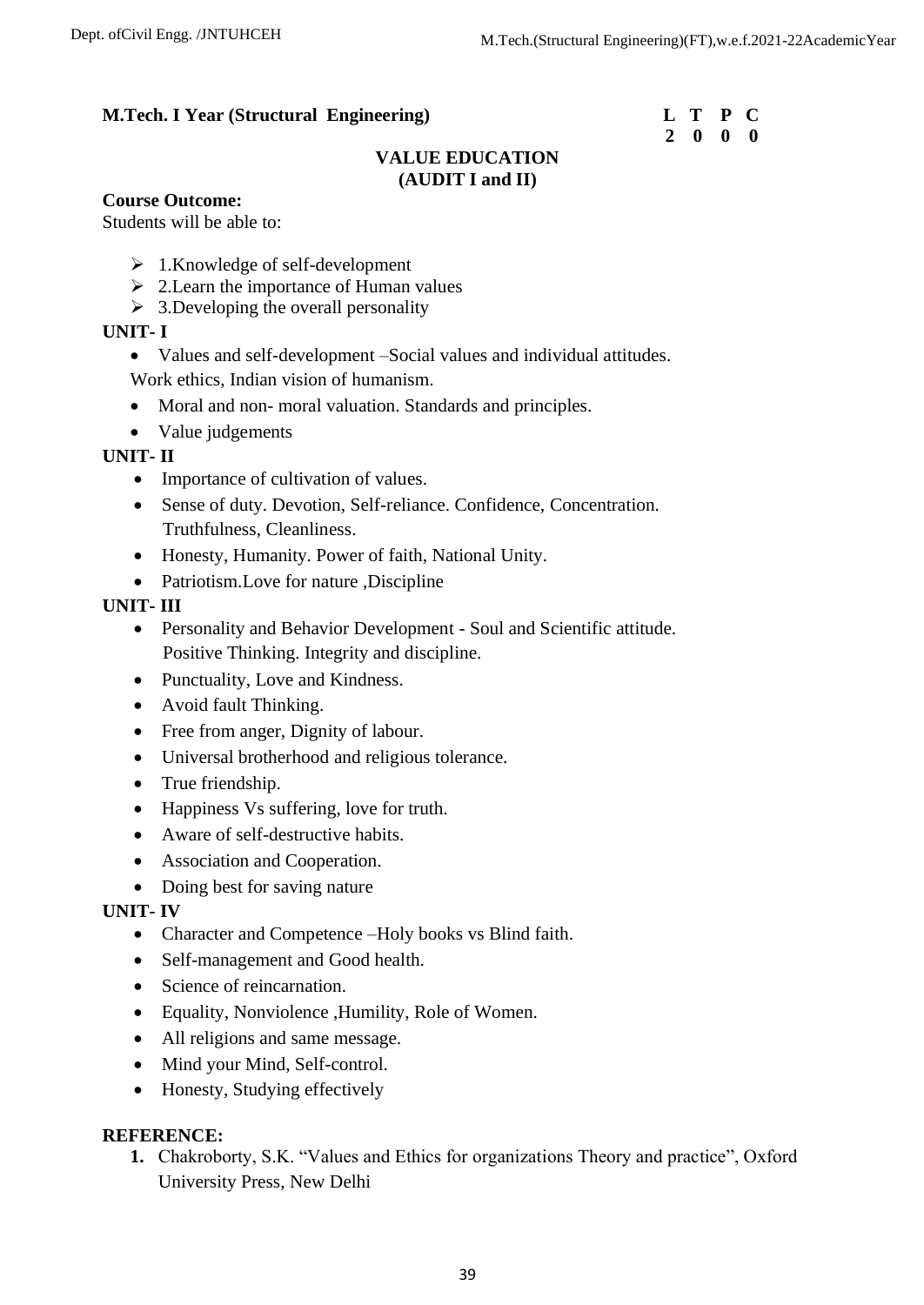**M.Tech. I Year (Structural Engineering)**

| L | T | P | C |
|---|---|---|---|
| 2 | 0 | 0 | 0 |

## VALUE EDUCATION
## (AUDIT I and II)

**Course Outcome:**

Students will be able to:

- 1.Knowledge of self-development
- 2.Learn the importance of Human values
- 3.Developing the overall personality

**UNIT- I**

- Values and self-development –Social values and individual attitudes. Work ethics, Indian vision of humanism.
- Moral and non- moral valuation. Standards and principles.
- Value judgements

**UNIT- II**

- Importance of cultivation of values.
- Sense of duty. Devotion, Self-reliance. Confidence, Concentration. Truthfulness, Cleanliness.
- Honesty, Humanity. Power of faith, National Unity.
- Patriotism.Love for nature ,Discipline

**UNIT- III**

- Personality and Behavior Development - Soul and Scientific attitude. Positive Thinking. Integrity and discipline.
- Punctuality, Love and Kindness.
- Avoid fault Thinking.
- Free from anger, Dignity of labour.
- Universal brotherhood and religious tolerance.
- True friendship.
- Happiness Vs suffering, love for truth.
- Aware of self-destructive habits.
- Association and Cooperation.
- Doing best for saving nature

**UNIT- IV**

- Character and Competence –Holy books vs Blind faith.
- Self-management and Good health.
- Science of reincarnation.
- Equality, Nonviolence ,Humility, Role of Women.
- All religions and same message.
- Mind your Mind, Self-control.
- Honesty, Studying effectively

**REFERENCE:**

1. Chakroborty, S.K. "Values and Ethics for organizations Theory and practice", Oxford University Press, New Delhi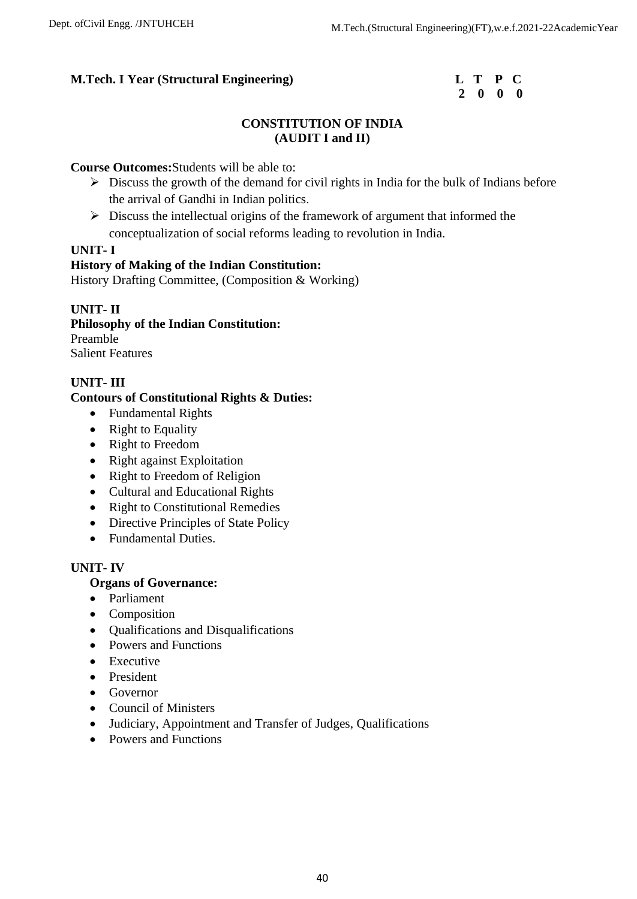**M.Tech. I Year (Structural Engineering)**

| L | T | P | C |
|---|---|---|---|
| 2 | 0 | 0 | 0 |

## CONSTITUTION OF INDIA
## (AUDIT I and II)

**Course Outcomes:**Students will be able to:

- Discuss the growth of the demand for civil rights in India for the bulk of Indians before the arrival of Gandhi in Indian politics.
- Discuss the intellectual origins of the framework of argument that informed the conceptualization of social reforms leading to revolution in India.

**UNIT- I**

**History of Making of the Indian Constitution:**

History Drafting Committee, (Composition & Working)

**UNIT- II**

**Philosophy of the Indian Constitution:**

Preamble
Salient Features

**UNIT- III**

**Contours of Constitutional Rights & Duties:**

- Fundamental Rights
- Right to Equality
- Right to Freedom
- Right against Exploitation
- Right to Freedom of Religion
- Cultural and Educational Rights
- Right to Constitutional Remedies
- Directive Principles of State Policy
- Fundamental Duties.

**UNIT- IV**

**Organs of Governance:**

- Parliament
- Composition
- Qualifications and Disqualifications
- Powers and Functions
- Executive
- President
- Governor
- Council of Ministers
- Judiciary, Appointment and Transfer of Judges, Qualifications
- Powers and Functions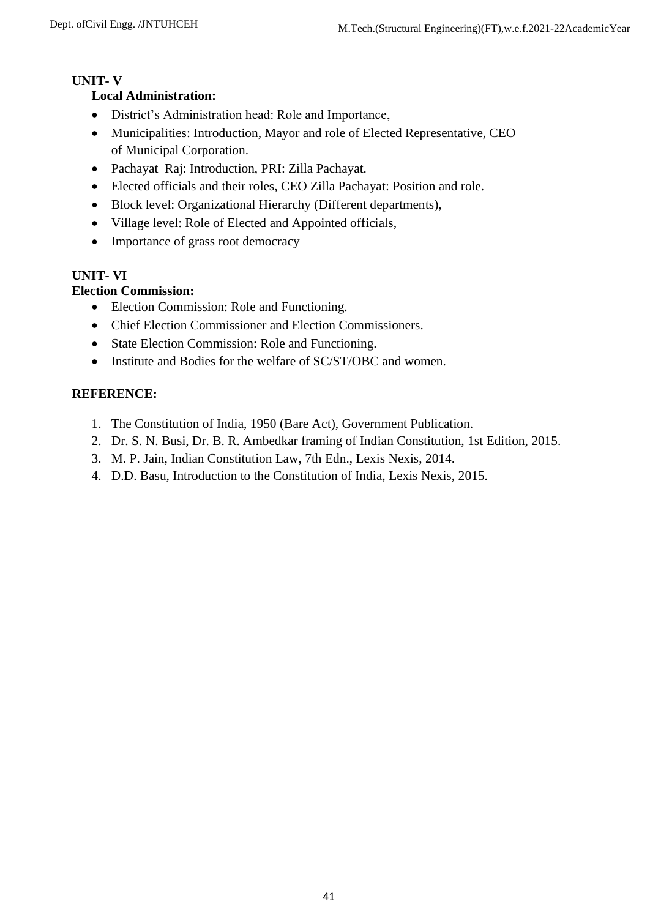**UNIT- V**

**Local Administration:**

- District's Administration head: Role and Importance,
- Municipalities: Introduction, Mayor and role of Elected Representative, CEO of Municipal Corporation.
- Pachayat Raj: Introduction, PRI: Zilla Pachayat.
- Elected officials and their roles, CEO Zilla Pachayat: Position and role.
- Block level: Organizational Hierarchy (Different departments),
- Village level: Role of Elected and Appointed officials,
- Importance of grass root democracy

**UNIT- VI**

**Election Commission:**

- Election Commission: Role and Functioning.
- Chief Election Commissioner and Election Commissioners.
- State Election Commission: Role and Functioning.
- Institute and Bodies for the welfare of SC/ST/OBC and women.

**REFERENCE:**

1. The Constitution of India, 1950 (Bare Act), Government Publication.
2. Dr. S. N. Busi, Dr. B. R. Ambedkar framing of Indian Constitution, 1st Edition, 2015.
3. M. P. Jain, Indian Constitution Law, 7th Edn., Lexis Nexis, 2014.
4. D.D. Basu, Introduction to the Constitution of India, Lexis Nexis, 2015.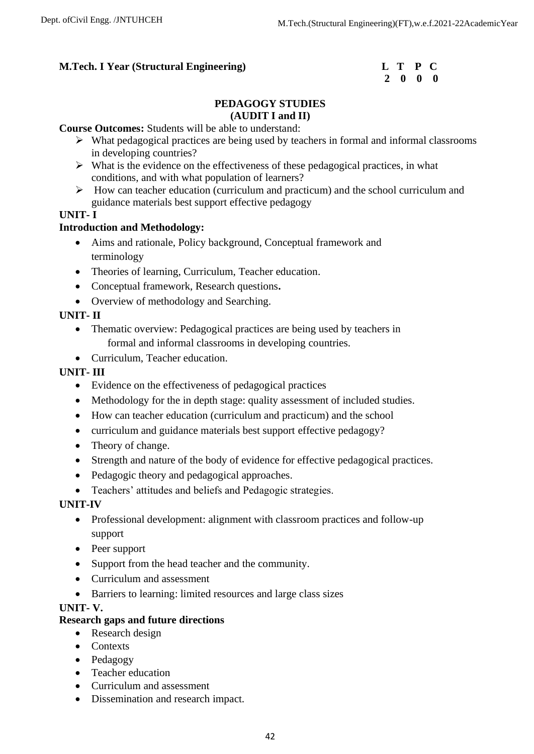**M.Tech. I Year (Structural Engineering)**

| L | T | P | C |
|---|---|---|---|
| 2 | 0 | 0 | 0 |

## PEDAGOGY STUDIES
## (AUDIT I and II)

**Course Outcomes:** Students will be able to understand:

- What pedagogical practices are being used by teachers in formal and informal classrooms in developing countries?
- What is the evidence on the effectiveness of these pedagogical practices, in what conditions, and with what population of learners?
- How can teacher education (curriculum and practicum) and the school curriculum and guidance materials best support effective pedagogy

**UNIT- I**

**Introduction and Methodology:**

- Aims and rationale, Policy background, Conceptual framework and terminology
- Theories of learning, Curriculum, Teacher education.
- Conceptual framework, Research questions**.**
- Overview of methodology and Searching.

**UNIT- II**

- Thematic overview: Pedagogical practices are being used by teachers in formal and informal classrooms in developing countries.
- Curriculum, Teacher education.

**UNIT- III**

- Evidence on the effectiveness of pedagogical practices
- Methodology for the in depth stage: quality assessment of included studies.
- How can teacher education (curriculum and practicum) and the school
- curriculum and guidance materials best support effective pedagogy?
- Theory of change.
- Strength and nature of the body of evidence for effective pedagogical practices.
- Pedagogic theory and pedagogical approaches.
- Teachers' attitudes and beliefs and Pedagogic strategies.

**UNIT-IV**

- Professional development: alignment with classroom practices and follow-up support
- Peer support
- Support from the head teacher and the community.
- Curriculum and assessment
- Barriers to learning: limited resources and large class sizes

**UNIT- V.**

**Research gaps and future directions**

- Research design
- Contexts
- Pedagogy
- Teacher education
- Curriculum and assessment
- Dissemination and research impact.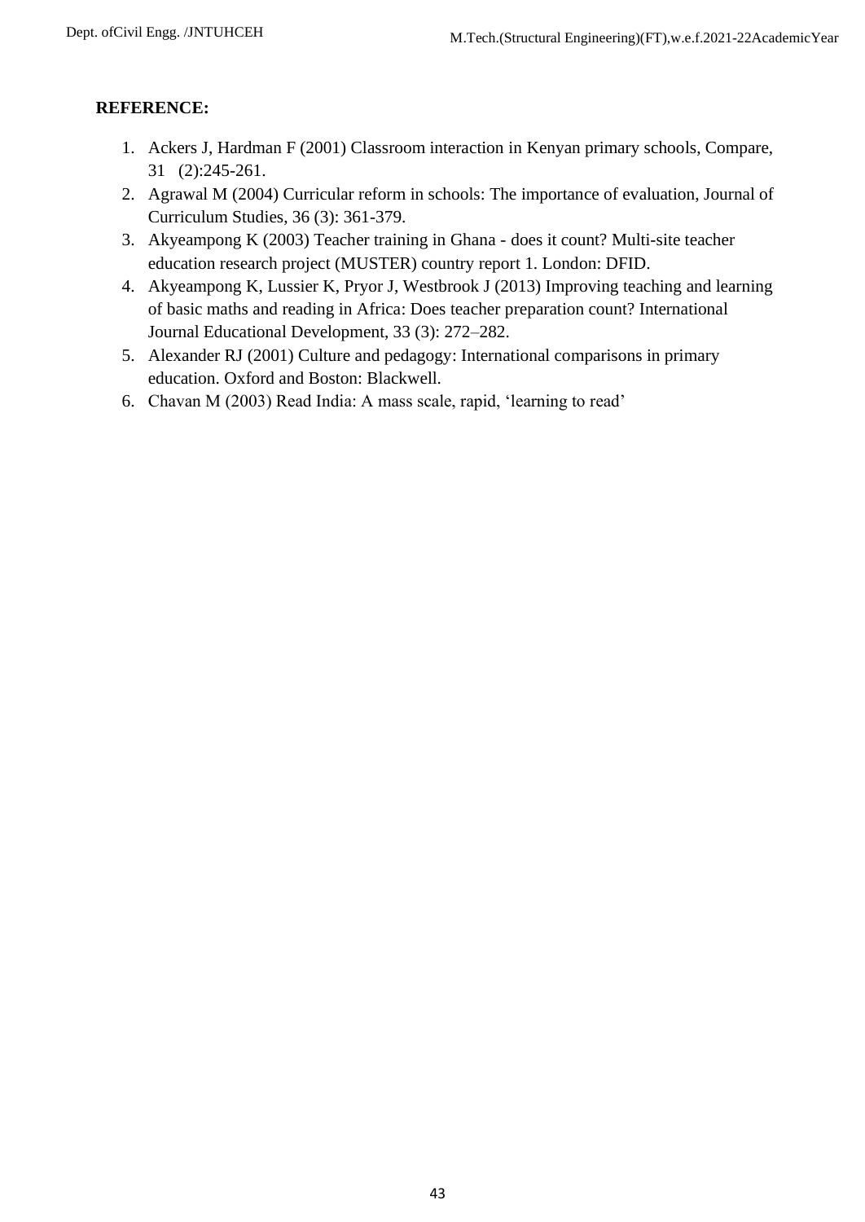**REFERENCE:**

1. Ackers J, Hardman F (2001) Classroom interaction in Kenyan primary schools, Compare, 31 (2):245-261.
2. Agrawal M (2004) Curricular reform in schools: The importance of evaluation, Journal of Curriculum Studies, 36 (3): 361-379.
3. Akyeampong K (2003) Teacher training in Ghana - does it count? Multi-site teacher education research project (MUSTER) country report 1. London: DFID.
4. Akyeampong K, Lussier K, Pryor J, Westbrook J (2013) Improving teaching and learning of basic maths and reading in Africa: Does teacher preparation count? International Journal Educational Development, 33 (3): 272–282.
5. Alexander RJ (2001) Culture and pedagogy: International comparisons in primary education. Oxford and Boston: Blackwell.
6. Chavan M (2003) Read India: A mass scale, rapid, 'learning to read'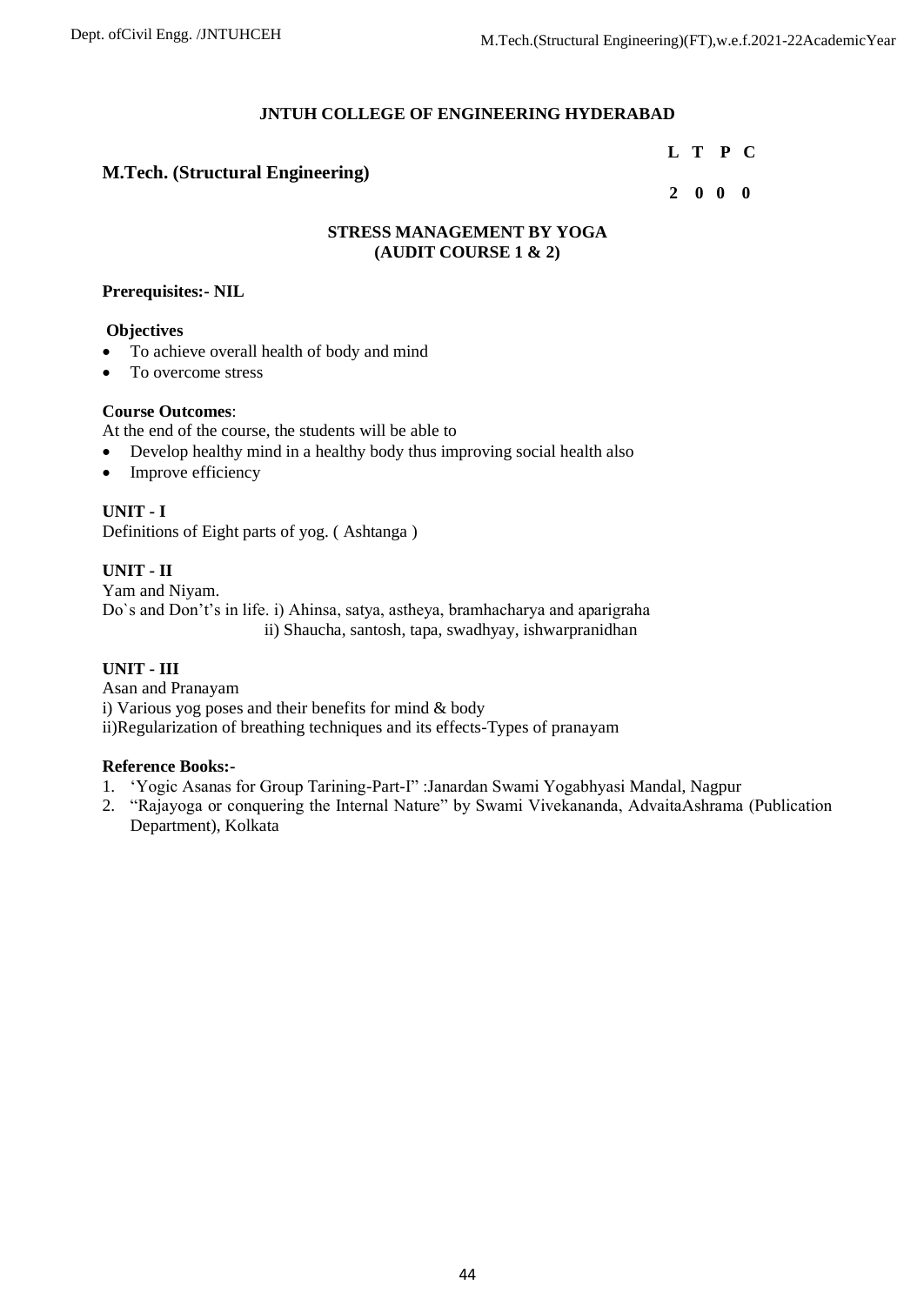**JNTUH COLLEGE OF ENGINEERING HYDERABAD**

**M.Tech. (Structural Engineering)**

| L | T | P | C |
|---|---|---|---|
| 2 | 0 | 0 | 0 |

**STRESS MANAGEMENT BY YOGA**
**(AUDIT COURSE 1 & 2)**

**Prerequisites:- NIL**

**Objectives**

- To achieve overall health of body and mind
- To overcome stress

**Course Outcomes**:

At the end of the course, the students will be able to

- Develop healthy mind in a healthy body thus improving social health also
- Improve efficiency

**UNIT - I**

Definitions of Eight parts of yog. ( Ashtanga )

**UNIT - II**

Yam and Niyam.

Do`s and Don't's in life. i) Ahinsa, satya, astheya, bramhacharya and aparigraha
ii) Shaucha, santosh, tapa, swadhyay, ishwarpranidhan

**UNIT - III**

Asan and Pranayam

i) Various yog poses and their benefits for mind & body

ii)Regularization of breathing techniques and its effects-Types of pranayam

**Reference Books:-**

1. 'Yogic Asanas for Group Tarining-Part-I" :Janardan Swami Yogabhyasi Mandal, Nagpur
2. "Rajayoga or conquering the Internal Nature" by Swami Vivekananda, AdvaitaAshrama (Publication Department), Kolkata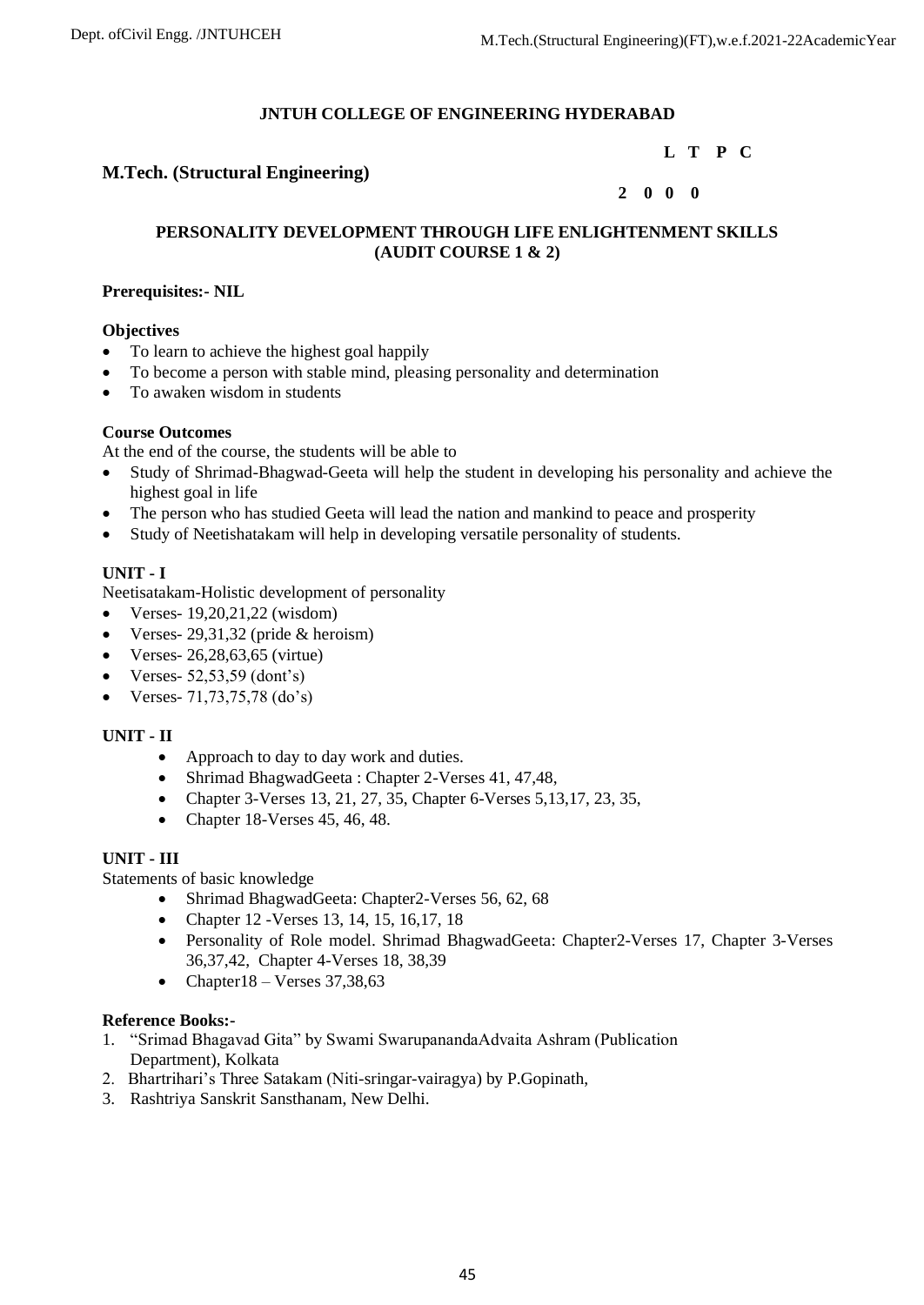**JNTUH COLLEGE OF ENGINEERING HYDERABAD**

**M.Tech. (Structural Engineering)**

| L | T | P | C |
|---|---|---|---|
| 2 | 0 | 0 | 0 |

**PERSONALITY DEVELOPMENT THROUGH LIFE ENLIGHTENMENT SKILLS (AUDIT COURSE 1 & 2)**

**Prerequisites:- NIL**

**Objectives**

- To learn to achieve the highest goal happily
- To become a person with stable mind, pleasing personality and determination
- To awaken wisdom in students

**Course Outcomes**

At the end of the course, the students will be able to

- Study of Shrimad-Bhagwad-Geeta will help the student in developing his personality and achieve the highest goal in life
- The person who has studied Geeta will lead the nation and mankind to peace and prosperity
- Study of Neetishatakam will help in developing versatile personality of students.

**UNIT - I**

Neetisatakam-Holistic development of personality

- Verses- 19,20,21,22 (wisdom)
- Verses- 29,31,32 (pride & heroism)
- Verses- 26,28,63,65 (virtue)
- Verses- 52,53,59 (dont's)
- Verses- 71,73,75,78 (do's)

**UNIT - II**

- Approach to day to day work and duties.
- Shrimad BhagwadGeeta : Chapter 2-Verses 41, 47,48,
- Chapter 3-Verses 13, 21, 27, 35, Chapter 6-Verses 5,13,17, 23, 35,
- Chapter 18-Verses 45, 46, 48.

**UNIT - III**

Statements of basic knowledge

- Shrimad BhagwadGeeta: Chapter2-Verses 56, 62, 68
- Chapter 12 -Verses 13, 14, 15, 16,17, 18
- Personality of Role model. Shrimad BhagwadGeeta: Chapter2-Verses 17, Chapter 3-Verses 36,37,42, Chapter 4-Verses 18, 38,39
- Chapter18 – Verses 37,38,63

**Reference Books:-**

1. "Srimad Bhagavad Gita" by Swami SwarupanandaAdvaita Ashram (Publication Department), Kolkata
2. Bhartrihari's Three Satakam (Niti-sringar-vairagya) by P.Gopinath,
3. Rashtriya Sanskrit Sansthanam, New Delhi.